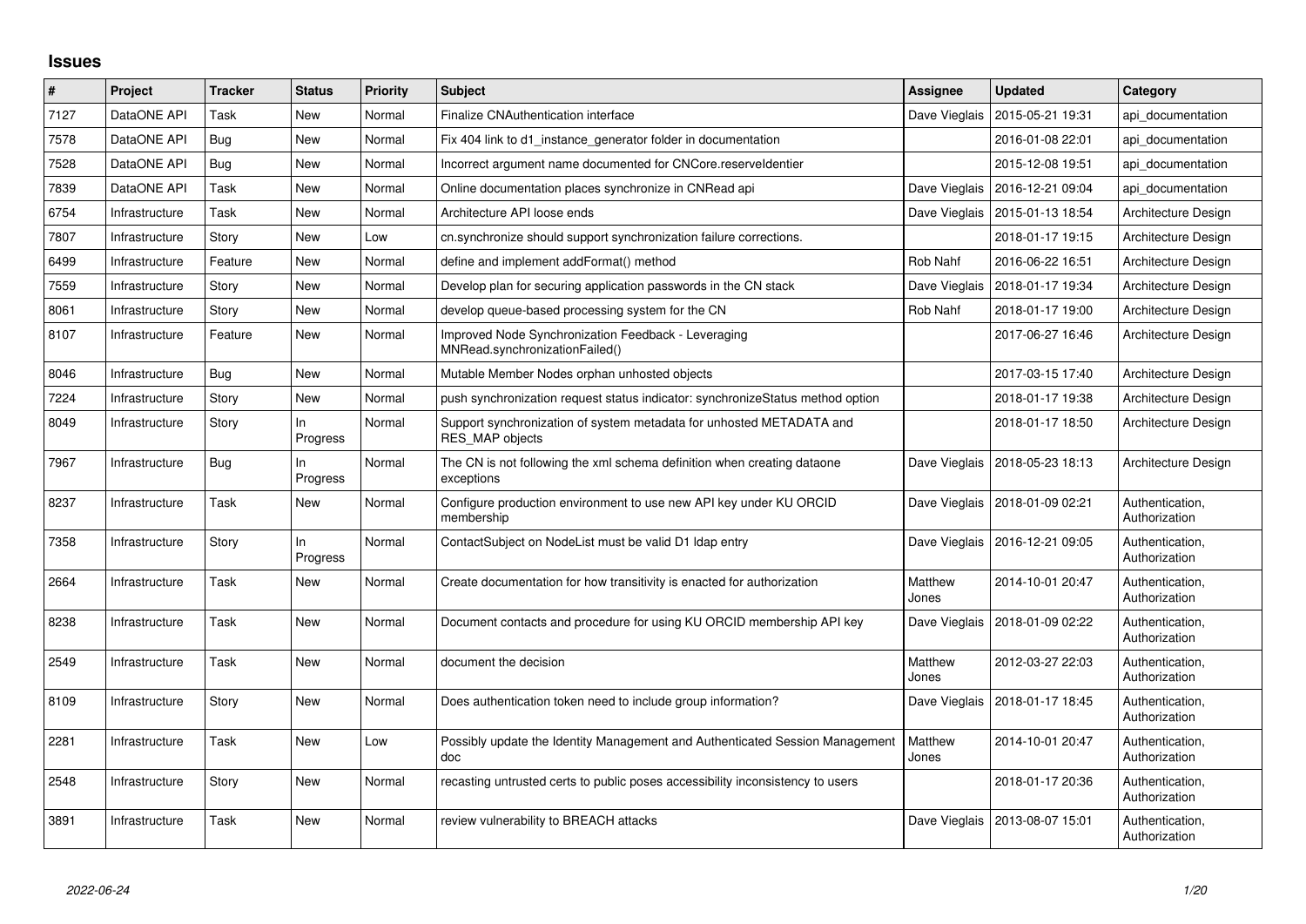# Issues

| # | Project | Tracker | Status | Priority | Subject | Assignee | Updated | Category |
|---|---|---|---|---|---|---|---|---|
| 7127 | DataONE API | Task | New | Normal | Finalize CNAuthentication interface | Dave Vieglais | 2015-05-21 19:31 | api_documentation |
| 7578 | DataONE API | Bug | New | Normal | Fix 404 link to d1_instance_generator folder in documentation | | 2016-01-08 22:01 | api_documentation |
| 7528 | DataONE API | Bug | New | Normal | Incorrect argument name documented for CNCore.reserveIdentier | | 2015-12-08 19:51 | api_documentation |
| 7839 | DataONE API | Task | New | Normal | Online documentation places synchronize in CNRead api | Dave Vieglais | 2016-12-21 09:04 | api_documentation |
| 6754 | Infrastructure | Task | New | Normal | Architecture API loose ends | Dave Vieglais | 2015-01-13 18:54 | Architecture Design |
| 7807 | Infrastructure | Story | New | Low | cn.synchronize should support synchronization failure corrections. | | 2018-01-17 19:15 | Architecture Design |
| 6499 | Infrastructure | Feature | New | Normal | define and implement addFormat() method | Rob Nahf | 2016-06-22 16:51 | Architecture Design |
| 7559 | Infrastructure | Story | New | Normal | Develop plan for securing application passwords in the CN stack | Dave Vieglais | 2018-01-17 19:34 | Architecture Design |
| 8061 | Infrastructure | Story | New | Normal | develop queue-based processing system for the CN | Rob Nahf | 2018-01-17 19:00 | Architecture Design |
| 8107 | Infrastructure | Feature | New | Normal | Improved Node Synchronization Feedback - Leveraging MNRead.synchronizationFailed() | | 2017-06-27 16:46 | Architecture Design |
| 8046 | Infrastructure | Bug | New | Normal | Mutable Member Nodes orphan unhosted objects | | 2017-03-15 17:40 | Architecture Design |
| 7224 | Infrastructure | Story | New | Normal | push synchronization request status indicator: synchronizeStatus method option | | 2018-01-17 19:38 | Architecture Design |
| 8049 | Infrastructure | Story | In Progress | Normal | Support synchronization of system metadata for unhosted METADATA and RES_MAP objects | | 2018-01-17 18:50 | Architecture Design |
| 7967 | Infrastructure | Bug | In Progress | Normal | The CN is not following the xml schema definition when creating dataone exceptions | Dave Vieglais | 2018-05-23 18:13 | Architecture Design |
| 8237 | Infrastructure | Task | New | Normal | Configure production environment to use new API key under KU ORCID membership | Dave Vieglais | 2018-01-09 02:21 | Authentication, Authorization |
| 7358 | Infrastructure | Story | In Progress | Normal | ContactSubject on NodeList must be valid D1 ldap entry | Dave Vieglais | 2016-12-21 09:05 | Authentication, Authorization |
| 2664 | Infrastructure | Task | New | Normal | Create documentation for how transitivity is enacted for authorization | Matthew Jones | 2014-10-01 20:47 | Authentication, Authorization |
| 8238 | Infrastructure | Task | New | Normal | Document contacts and procedure for using KU ORCID membership API key | Dave Vieglais | 2018-01-09 02:22 | Authentication, Authorization |
| 2549 | Infrastructure | Task | New | Normal | document the decision | Matthew Jones | 2012-03-27 22:03 | Authentication, Authorization |
| 8109 | Infrastructure | Story | New | Normal | Does authentication token need to include group information? | Dave Vieglais | 2018-01-17 18:45 | Authentication, Authorization |
| 2281 | Infrastructure | Task | New | Low | Possibly update the Identity Management and Authenticated Session Management doc | Matthew Jones | 2014-10-01 20:47 | Authentication, Authorization |
| 2548 | Infrastructure | Story | New | Normal | recasting untrusted certs to public poses accessibility inconsistency to users | | 2018-01-17 20:36 | Authentication, Authorization |
| 3891 | Infrastructure | Task | New | Normal | review vulnerability to BREACH attacks | Dave Vieglais | 2013-08-07 15:01 | Authentication, Authorization |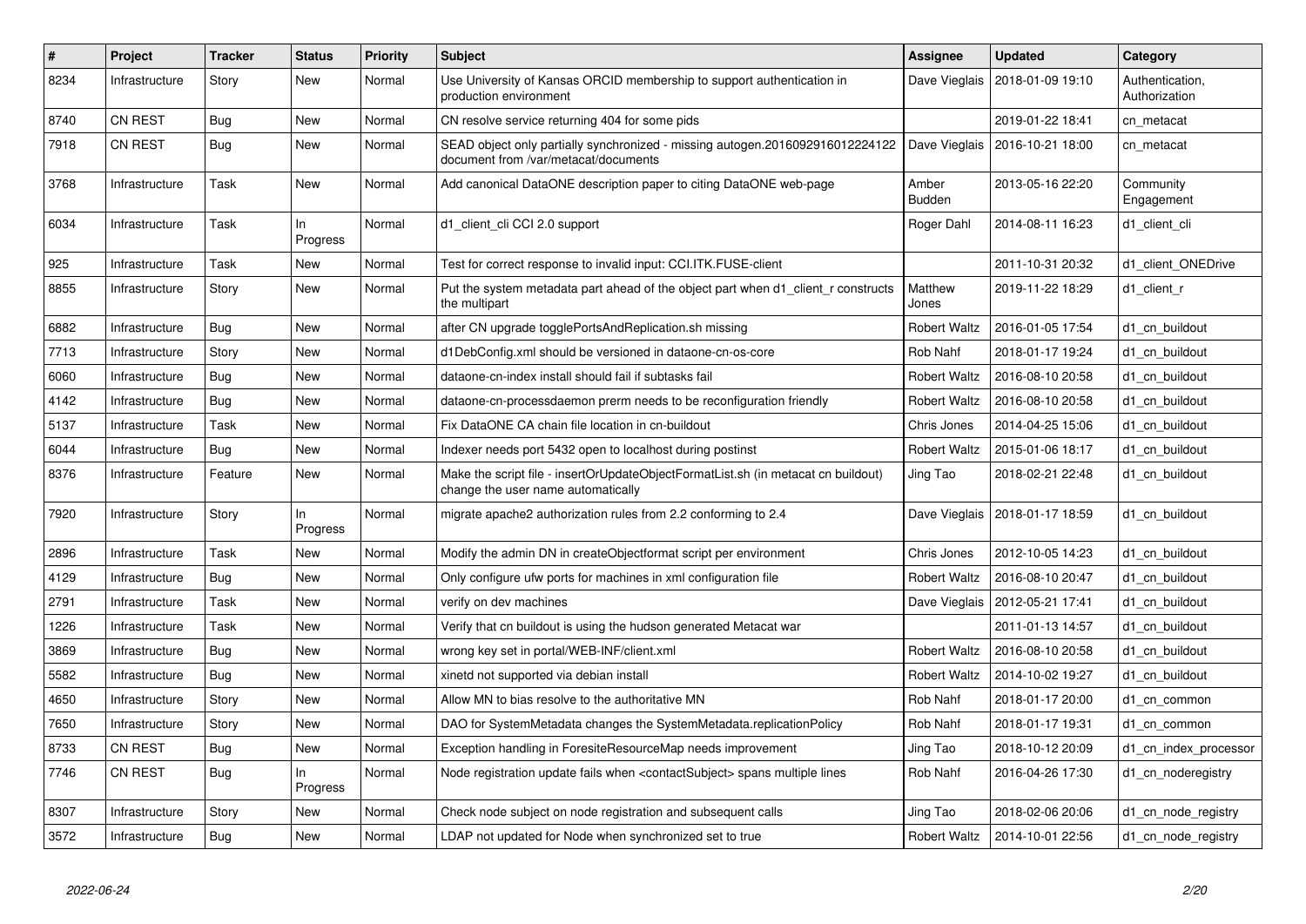| # | Project | Tracker | Status | Priority | Subject | Assignee | Updated | Category |
|---|---|---|---|---|---|---|---|---|
| 8234 | Infrastructure | Story | New | Normal | Use University of Kansas ORCID membership to support authentication in production environment | Dave Vieglais | 2018-01-09 19:10 | Authentication, Authorization |
| 8740 | CN REST | Bug | New | Normal | CN resolve service returning 404 for some pids | | 2019-01-22 18:41 | cn_metacat |
| 7918 | CN REST | Bug | New | Normal | SEAD object only partially synchronized - missing autogen.2016092916012224122 document from /var/metacat/documents | Dave Vieglais | 2016-10-21 18:00 | cn_metacat |
| 3768 | Infrastructure | Task | New | Normal | Add canonical DataONE description paper to citing DataONE web-page | Amber Budden | 2013-05-16 22:20 | Community Engagement |
| 6034 | Infrastructure | Task | In Progress | Normal | d1_client_cli CCI 2.0 support | Roger Dahl | 2014-08-11 16:23 | d1_client_cli |
| 925 | Infrastructure | Task | New | Normal | Test for correct response to invalid input: CCI.ITK.FUSE-client | | 2011-10-31 20:32 | d1_client_ONEDrive |
| 8855 | Infrastructure | Story | New | Normal | Put the system metadata part ahead of the object part when d1_client_r constructs the multipart | Matthew Jones | 2019-11-22 18:29 | d1_client_r |
| 6882 | Infrastructure | Bug | New | Normal | after CN upgrade togglePortsAndReplication.sh missing | Robert Waltz | 2016-01-05 17:54 | d1_cn_buildout |
| 7713 | Infrastructure | Story | New | Normal | d1DebConfig.xml should be versioned in dataone-cn-os-core | Rob Nahf | 2018-01-17 19:24 | d1_cn_buildout |
| 6060 | Infrastructure | Bug | New | Normal | dataone-cn-index install should fail if subtasks fail | Robert Waltz | 2016-08-10 20:58 | d1_cn_buildout |
| 4142 | Infrastructure | Bug | New | Normal | dataone-cn-processdaemon prerm needs to be reconfiguration friendly | Robert Waltz | 2016-08-10 20:58 | d1_cn_buildout |
| 5137 | Infrastructure | Task | New | Normal | Fix DataONE CA chain file location in cn-buildout | Chris Jones | 2014-04-25 15:06 | d1_cn_buildout |
| 6044 | Infrastructure | Bug | New | Normal | Indexer needs port 5432 open to localhost during postinst | Robert Waltz | 2015-01-06 18:17 | d1_cn_buildout |
| 8376 | Infrastructure | Feature | New | Normal | Make the script file - insertOrUpdateObjectFormatList.sh (in metacat cn buildout) change the user name automatically | Jing Tao | 2018-02-21 22:48 | d1_cn_buildout |
| 7920 | Infrastructure | Story | In Progress | Normal | migrate apache2 authorization rules from 2.2 conforming to 2.4 | Dave Vieglais | 2018-01-17 18:59 | d1_cn_buildout |
| 2896 | Infrastructure | Task | New | Normal | Modify the admin DN in createObjectformat script per environment | Chris Jones | 2012-10-05 14:23 | d1_cn_buildout |
| 4129 | Infrastructure | Bug | New | Normal | Only configure ufw ports for machines in xml configuration file | Robert Waltz | 2016-08-10 20:47 | d1_cn_buildout |
| 2791 | Infrastructure | Task | New | Normal | verify on dev machines | Dave Vieglais | 2012-05-21 17:41 | d1_cn_buildout |
| 1226 | Infrastructure | Task | New | Normal | Verify that cn buildout is using the hudson generated Metacat war | | 2011-01-13 14:57 | d1_cn_buildout |
| 3869 | Infrastructure | Bug | New | Normal | wrong key set in portal/WEB-INF/client.xml | Robert Waltz | 2016-08-10 20:58 | d1_cn_buildout |
| 5582 | Infrastructure | Bug | New | Normal | xinetd not supported via debian install | Robert Waltz | 2014-10-02 19:27 | d1_cn_buildout |
| 4650 | Infrastructure | Story | New | Normal | Allow MN to bias resolve to the authoritative MN | Rob Nahf | 2018-01-17 20:00 | d1_cn_common |
| 7650 | Infrastructure | Story | New | Normal | DAO for SystemMetadata changes the SystemMetadata.replicationPolicy | Rob Nahf | 2018-01-17 19:31 | d1_cn_common |
| 8733 | CN REST | Bug | New | Normal | Exception handling in ForesiteResourceMap needs improvement | Jing Tao | 2018-10-12 20:09 | d1_cn_index_processor |
| 7746 | CN REST | Bug | In Progress | Normal | Node registration update fails when <contactSubject> spans multiple lines | Rob Nahf | 2016-04-26 17:30 | d1_cn_noderegistry |
| 8307 | Infrastructure | Story | New | Normal | Check node subject on node registration and subsequent calls | Jing Tao | 2018-02-06 20:06 | d1_cn_node_registry |
| 3572 | Infrastructure | Bug | New | Normal | LDAP not updated for Node when synchronized set to true | Robert Waltz | 2014-10-01 22:56 | d1_cn_node_registry |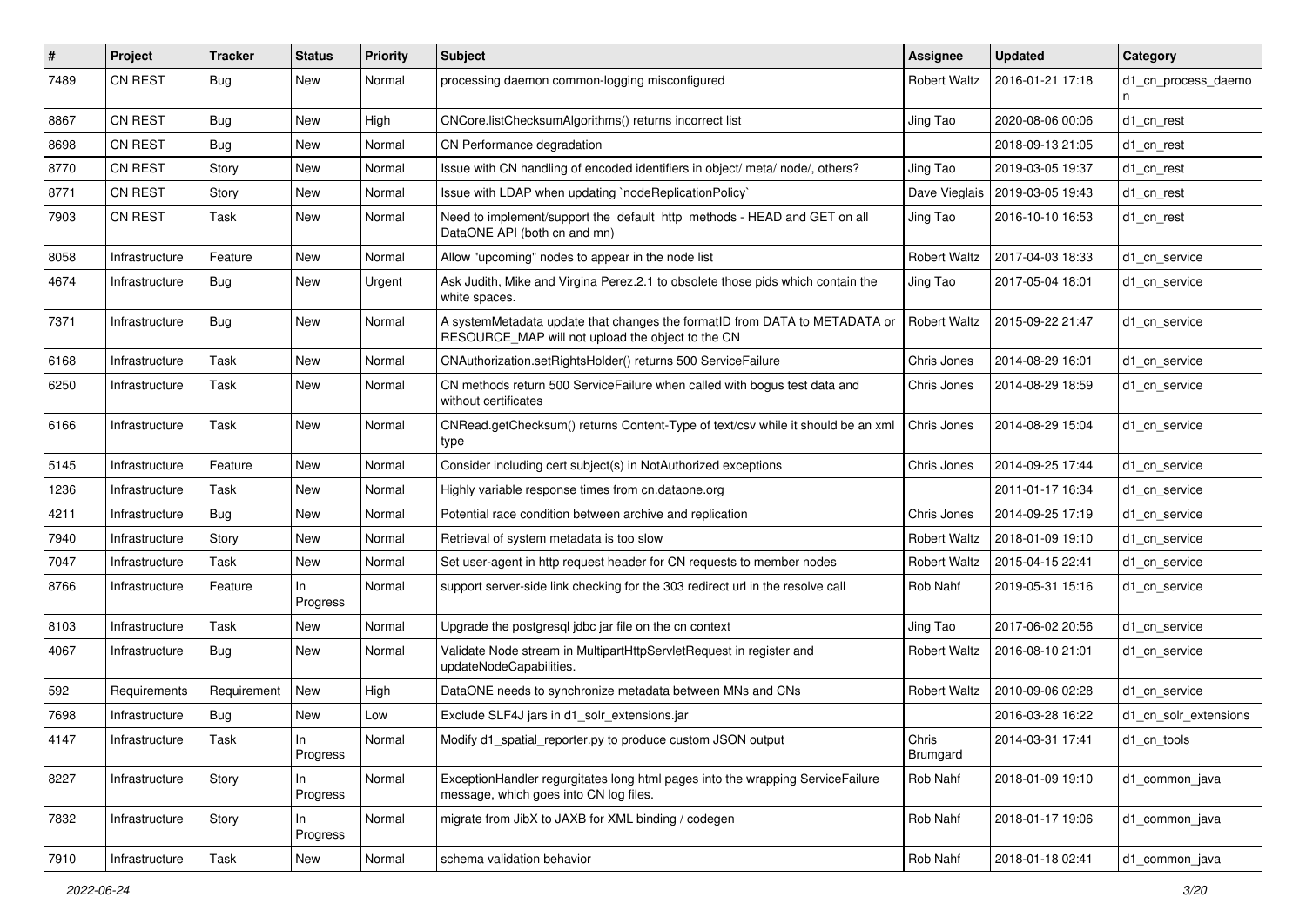| # | Project | Tracker | Status | Priority | Subject | Assignee | Updated | Category |
|---|---|---|---|---|---|---|---|---|
| 7489 | CN REST | Bug | New | Normal | processing daemon common-logging misconfigured | Robert Waltz | 2016-01-21 17:18 | d1_cn_process_daemon |
| 8867 | CN REST | Bug | New | High | CNCore.listChecksumAlgorithms() returns incorrect list | Jing Tao | 2020-08-06 00:06 | d1_cn_rest |
| 8698 | CN REST | Bug | New | Normal | CN Performance degradation | | 2018-09-13 21:05 | d1_cn_rest |
| 8770 | CN REST | Story | New | Normal | Issue with CN handling of encoded identifiers in object/ meta/ node/, others? | Jing Tao | 2019-03-05 19:37 | d1_cn_rest |
| 8771 | CN REST | Story | New | Normal | Issue with LDAP when updating `nodeReplicationPolicy` | Dave Vieglais | 2019-03-05 19:43 | d1_cn_rest |
| 7903 | CN REST | Task | New | Normal | Need to implement/support the default http methods - HEAD and GET on all DataONE API (both cn and mn) | Jing Tao | 2016-10-10 16:53 | d1_cn_rest |
| 8058 | Infrastructure | Feature | New | Normal | Allow "upcoming" nodes to appear in the node list | Robert Waltz | 2017-04-03 18:33 | d1_cn_service |
| 4674 | Infrastructure | Bug | New | Urgent | Ask Judith, Mike and Virgina Perez.2.1 to obsolete those pids which contain the white spaces. | Jing Tao | 2017-05-04 18:01 | d1_cn_service |
| 7371 | Infrastructure | Bug | New | Normal | A systemMetadata update that changes the formatID from DATA to METADATA or RESOURCE_MAP will not upload the object to the CN | Robert Waltz | 2015-09-22 21:47 | d1_cn_service |
| 6168 | Infrastructure | Task | New | Normal | CNAuthorization.setRightsHolder() returns 500 ServiceFailure | Chris Jones | 2014-08-29 16:01 | d1_cn_service |
| 6250 | Infrastructure | Task | New | Normal | CN methods return 500 ServiceFailure when called with bogus test data and without certificates | Chris Jones | 2014-08-29 18:59 | d1_cn_service |
| 6166 | Infrastructure | Task | New | Normal | CNRead.getChecksum() returns Content-Type of text/csv while it should be an xml type | Chris Jones | 2014-08-29 15:04 | d1_cn_service |
| 5145 | Infrastructure | Feature | New | Normal | Consider including cert subject(s) in NotAuthorized exceptions | Chris Jones | 2014-09-25 17:44 | d1_cn_service |
| 1236 | Infrastructure | Task | New | Normal | Highly variable response times from cn.dataone.org | | 2011-01-17 16:34 | d1_cn_service |
| 4211 | Infrastructure | Bug | New | Normal | Potential race condition between archive and replication | Chris Jones | 2014-09-25 17:19 | d1_cn_service |
| 7940 | Infrastructure | Story | New | Normal | Retrieval of system metadata is too slow | Robert Waltz | 2018-01-09 19:10 | d1_cn_service |
| 7047 | Infrastructure | Task | New | Normal | Set user-agent in http request header for CN requests to member nodes | Robert Waltz | 2015-04-15 22:41 | d1_cn_service |
| 8766 | Infrastructure | Feature | In Progress | Normal | support server-side link checking for the 303 redirect url in the resolve call | Rob Nahf | 2019-05-31 15:16 | d1_cn_service |
| 8103 | Infrastructure | Task | New | Normal | Upgrade the postgresql jdbc jar file on the cn context | Jing Tao | 2017-06-02 20:56 | d1_cn_service |
| 4067 | Infrastructure | Bug | New | Normal | Validate Node stream in MultipartHttpServletRequest in register and updateNodeCapabilities. | Robert Waltz | 2016-08-10 21:01 | d1_cn_service |
| 592 | Requirements | Requirement | New | High | DataONE needs to synchronize metadata between MNs and CNs | Robert Waltz | 2010-09-06 02:28 | d1_cn_service |
| 7698 | Infrastructure | Bug | New | Low | Exclude SLF4J jars in d1_solr_extensions.jar | | 2016-03-28 16:22 | d1_cn_solr_extensions |
| 4147 | Infrastructure | Task | In Progress | Normal | Modify d1_spatial_reporter.py to produce custom JSON output | Chris Brumgard | 2014-03-31 17:41 | d1_cn_tools |
| 8227 | Infrastructure | Story | In Progress | Normal | ExceptionHandler regurgitates long html pages into the wrapping ServiceFailure message, which goes into CN log files. | Rob Nahf | 2018-01-09 19:10 | d1_common_java |
| 7832 | Infrastructure | Story | In Progress | Normal | migrate from JibX to JAXB for XML binding / codegen | Rob Nahf | 2018-01-17 19:06 | d1_common_java |
| 7910 | Infrastructure | Task | New | Normal | schema validation behavior | Rob Nahf | 2018-01-18 02:41 | d1_common_java |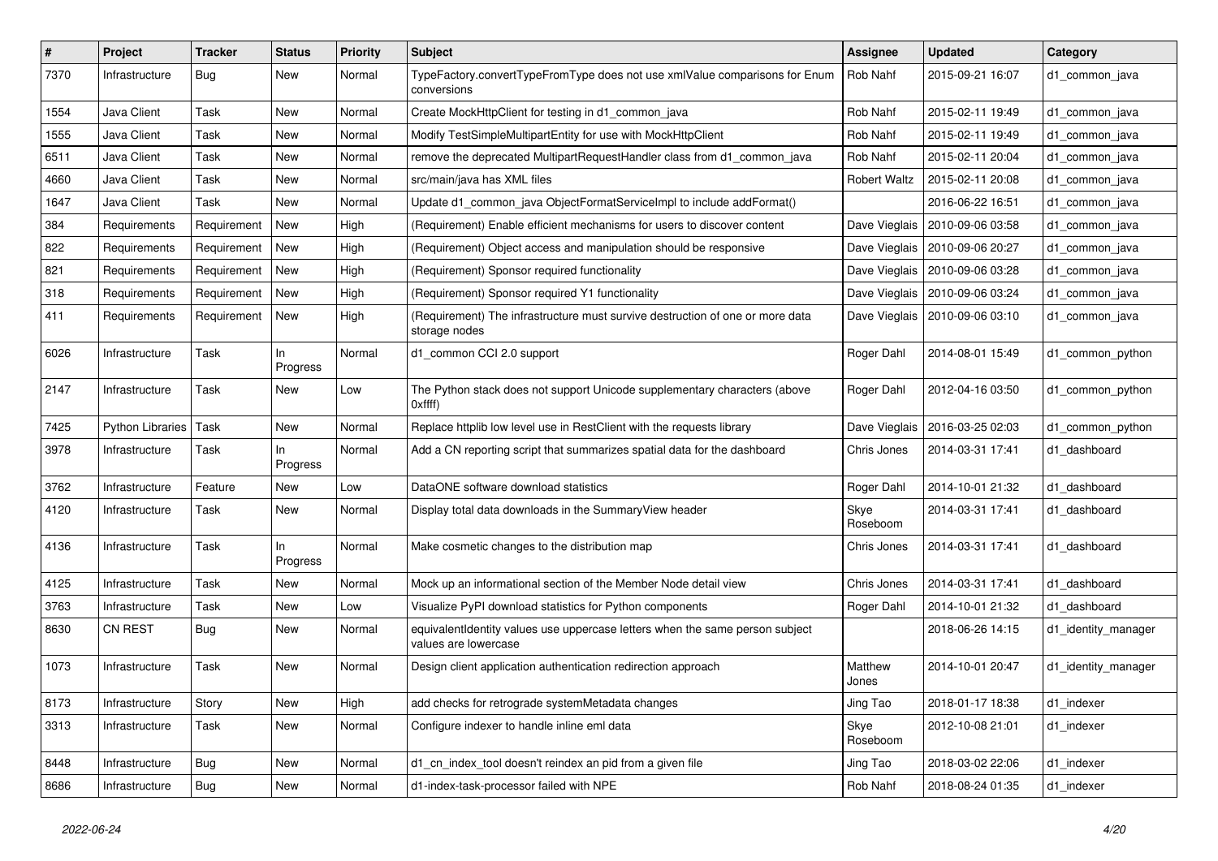| # | Project | Tracker | Status | Priority | Subject | Assignee | Updated | Category |
|---|---|---|---|---|---|---|---|---|
| 7370 | Infrastructure | Bug | New | Normal | TypeFactory.convertTypeFromType does not use xmlValue comparisons for Enum conversions | Rob Nahf | 2015-09-21 16:07 | d1_common_java |
| 1554 | Java Client | Task | New | Normal | Create MockHttpClient for testing in d1_common_java | Rob Nahf | 2015-02-11 19:49 | d1_common_java |
| 1555 | Java Client | Task | New | Normal | Modify TestSimpleMultipartEntity for use with MockHttpClient | Rob Nahf | 2015-02-11 19:49 | d1_common_java |
| 6511 | Java Client | Task | New | Normal | remove the deprecated MultipartRequestHandler class from d1_common_java | Rob Nahf | 2015-02-11 20:04 | d1_common_java |
| 4660 | Java Client | Task | New | Normal | src/main/java has XML files | Robert Waltz | 2015-02-11 20:08 | d1_common_java |
| 1647 | Java Client | Task | New | Normal | Update d1_common_java ObjectFormatServiceImpl to include addFormat() | | 2016-06-22 16:51 | d1_common_java |
| 384 | Requirements | Requirement | New | High | (Requirement) Enable efficient mechanisms for users to discover content | Dave Vieglais | 2010-09-06 03:58 | d1_common_java |
| 822 | Requirements | Requirement | New | High | (Requirement) Object access and manipulation should be responsive | Dave Vieglais | 2010-09-06 20:27 | d1_common_java |
| 821 | Requirements | Requirement | New | High | (Requirement) Sponsor required functionality | Dave Vieglais | 2010-09-06 03:28 | d1_common_java |
| 318 | Requirements | Requirement | New | High | (Requirement) Sponsor required Y1 functionality | Dave Vieglais | 2010-09-06 03:24 | d1_common_java |
| 411 | Requirements | Requirement | New | High | (Requirement) The infrastructure must survive destruction of one or more data storage nodes | Dave Vieglais | 2010-09-06 03:10 | d1_common_java |
| 6026 | Infrastructure | Task | In Progress | Normal | d1_common CCI 2.0 support | Roger Dahl | 2014-08-01 15:49 | d1_common_python |
| 2147 | Infrastructure | Task | New | Low | The Python stack does not support Unicode supplementary characters (above 0xffff) | Roger Dahl | 2012-04-16 03:50 | d1_common_python |
| 7425 | Python Libraries | Task | New | Normal | Replace httplib low level use in RestClient with the requests library | Dave Vieglais | 2016-03-25 02:03 | d1_common_python |
| 3978 | Infrastructure | Task | In Progress | Normal | Add a CN reporting script that summarizes spatial data for the dashboard | Chris Jones | 2014-03-31 17:41 | d1_dashboard |
| 3762 | Infrastructure | Feature | New | Low | DataONE software download statistics | Roger Dahl | 2014-10-01 21:32 | d1_dashboard |
| 4120 | Infrastructure | Task | New | Normal | Display total data downloads in the SummaryView header | Skye Roseboom | 2014-03-31 17:41 | d1_dashboard |
| 4136 | Infrastructure | Task | In Progress | Normal | Make cosmetic changes to the distribution map | Chris Jones | 2014-03-31 17:41 | d1_dashboard |
| 4125 | Infrastructure | Task | New | Normal | Mock up an informational section of the Member Node detail view | Chris Jones | 2014-03-31 17:41 | d1_dashboard |
| 3763 | Infrastructure | Task | New | Low | Visualize PyPI download statistics for Python components | Roger Dahl | 2014-10-01 21:32 | d1_dashboard |
| 8630 | CN REST | Bug | New | Normal | equivalentIdentity values use uppercase letters when the same person subject values are lowercase | | 2018-06-26 14:15 | d1_identity_manager |
| 1073 | Infrastructure | Task | New | Normal | Design client application authentication redirection approach | Matthew Jones | 2014-10-01 20:47 | d1_identity_manager |
| 8173 | Infrastructure | Story | New | High | add checks for retrograde systemMetadata changes | Jing Tao | 2018-01-17 18:38 | d1_indexer |
| 3313 | Infrastructure | Task | New | Normal | Configure indexer to handle inline eml data | Skye Roseboom | 2012-10-08 21:01 | d1_indexer |
| 8448 | Infrastructure | Bug | New | Normal | d1_cn_index_tool doesn't reindex an pid from a given file | Jing Tao | 2018-03-02 22:06 | d1_indexer |
| 8686 | Infrastructure | Bug | New | Normal | d1-index-task-processor failed with NPE | Rob Nahf | 2018-08-24 01:35 | d1_indexer |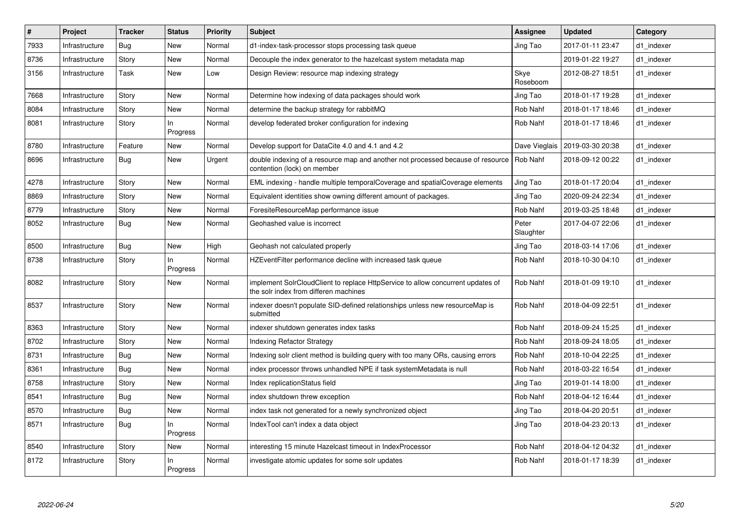| # | Project | Tracker | Status | Priority | Subject | Assignee | Updated | Category |
|---|---|---|---|---|---|---|---|---|
| 7933 | Infrastructure | Bug | New | Normal | d1-index-task-processor stops processing task queue | Jing Tao | 2017-01-11 23:47 | d1_indexer |
| 8736 | Infrastructure | Story | New | Normal | Decouple the index generator to the hazelcast system metadata map | | 2019-01-22 19:27 | d1_indexer |
| 3156 | Infrastructure | Task | New | Low | Design Review: resource map indexing strategy | Skye Roseboom | 2012-08-27 18:51 | d1_indexer |
| 7668 | Infrastructure | Story | New | Normal | Determine how indexing of data packages should work | Jing Tao | 2018-01-17 19:28 | d1_indexer |
| 8084 | Infrastructure | Story | New | Normal | determine the backup strategy for rabbitMQ | Rob Nahf | 2018-01-17 18:46 | d1_indexer |
| 8081 | Infrastructure | Story | In Progress | Normal | develop federated broker configuration for indexing | Rob Nahf | 2018-01-17 18:46 | d1_indexer |
| 8780 | Infrastructure | Feature | New | Normal | Develop support for DataCite 4.0 and 4.1 and 4.2 | Dave Vieglais | 2019-03-30 20:38 | d1_indexer |
| 8696 | Infrastructure | Bug | New | Urgent | double indexing of a resource map and another not processed because of resource contention (lock) on member | Rob Nahf | 2018-09-12 00:22 | d1_indexer |
| 4278 | Infrastructure | Story | New | Normal | EML indexing - handle multiple temporalCoverage and spatialCoverage elements | Jing Tao | 2018-01-17 20:04 | d1_indexer |
| 8869 | Infrastructure | Story | New | Normal | Equivalent identities show owning different amount of packages. | Jing Tao | 2020-09-24 22:34 | d1_indexer |
| 8779 | Infrastructure | Story | New | Normal | ForesiteResourceMap performance issue | Rob Nahf | 2019-03-25 18:48 | d1_indexer |
| 8052 | Infrastructure | Bug | New | Normal | Geohashed value is incorrect | Peter Slaughter | 2017-04-07 22:06 | d1_indexer |
| 8500 | Infrastructure | Bug | New | High | Geohash not calculated properly | Jing Tao | 2018-03-14 17:06 | d1_indexer |
| 8738 | Infrastructure | Story | In Progress | Normal | HZEventFilter performance decline with increased task queue | Rob Nahf | 2018-10-30 04:10 | d1_indexer |
| 8082 | Infrastructure | Story | New | Normal | implement SolrCloudClient to replace HttpService to allow concurrent updates of the solr index from differen machines | Rob Nahf | 2018-01-09 19:10 | d1_indexer |
| 8537 | Infrastructure | Story | New | Normal | indexer doesn't populate SID-defined relationships unless new resourceMap is submitted | Rob Nahf | 2018-04-09 22:51 | d1_indexer |
| 8363 | Infrastructure | Story | New | Normal | indexer shutdown generates index tasks | Rob Nahf | 2018-09-24 15:25 | d1_indexer |
| 8702 | Infrastructure | Story | New | Normal | Indexing Refactor Strategy | Rob Nahf | 2018-09-24 18:05 | d1_indexer |
| 8731 | Infrastructure | Bug | New | Normal | Indexing solr client method is building query with too many ORs, causing errors | Rob Nahf | 2018-10-04 22:25 | d1_indexer |
| 8361 | Infrastructure | Bug | New | Normal | index processor throws unhandled NPE if task systemMetadata is null | Rob Nahf | 2018-03-22 16:54 | d1_indexer |
| 8758 | Infrastructure | Story | New | Normal | Index replicationStatus field | Jing Tao | 2019-01-14 18:00 | d1_indexer |
| 8541 | Infrastructure | Bug | New | Normal | index shutdown threw exception | Rob Nahf | 2018-04-12 16:44 | d1_indexer |
| 8570 | Infrastructure | Bug | New | Normal | index task not generated for a newly synchronized object | Jing Tao | 2018-04-20 20:51 | d1_indexer |
| 8571 | Infrastructure | Bug | In Progress | Normal | IndexTool can't index a data object | Jing Tao | 2018-04-23 20:13 | d1_indexer |
| 8540 | Infrastructure | Story | New | Normal | interesting 15 minute Hazelcast timeout in IndexProcessor | Rob Nahf | 2018-04-12 04:32 | d1_indexer |
| 8172 | Infrastructure | Story | In Progress | Normal | investigate atomic updates for some solr updates | Rob Nahf | 2018-01-17 18:39 | d1_indexer |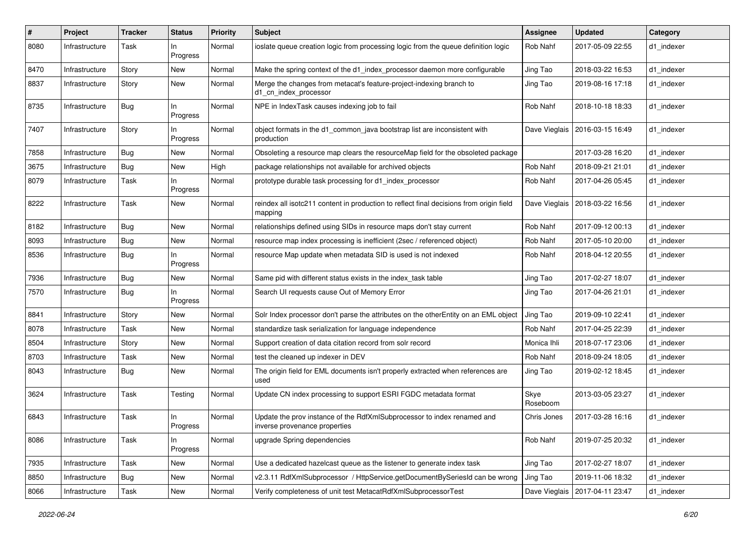| # | Project | Tracker | Status | Priority | Subject | Assignee | Updated | Category |
|---|---|---|---|---|---|---|---|---|
| 8080 | Infrastructure | Task | In Progress | Normal | ioslate queue creation logic from processing logic from the queue definition logic | Rob Nahf | 2017-05-09 22:55 | d1_indexer |
| 8470 | Infrastructure | Story | New | Normal | Make the spring context of the d1_index_processor daemon more configurable | Jing Tao | 2018-03-22 16:53 | d1_indexer |
| 8837 | Infrastructure | Story | New | Normal | Merge the changes from metacat's feature-project-indexing branch to d1_cn_index_processor | Jing Tao | 2019-08-16 17:18 | d1_indexer |
| 8735 | Infrastructure | Bug | In Progress | Normal | NPE in IndexTask causes indexing job to fail | Rob Nahf | 2018-10-18 18:33 | d1_indexer |
| 7407 | Infrastructure | Story | In Progress | Normal | object formats in the d1_common_java bootstrap list are inconsistent with production | Dave Vieglais | 2016-03-15 16:49 | d1_indexer |
| 7858 | Infrastructure | Bug | New | Normal | Obsoleting a resource map clears the resourceMap field for the obsoleted package | | 2017-03-28 16:20 | d1_indexer |
| 3675 | Infrastructure | Bug | New | High | package relationships not available for archived objects | Rob Nahf | 2018-09-21 21:01 | d1_indexer |
| 8079 | Infrastructure | Task | In Progress | Normal | prototype durable task processing for d1_index_processor | Rob Nahf | 2017-04-26 05:45 | d1_indexer |
| 8222 | Infrastructure | Task | New | Normal | reindex all isotc211 content in production to reflect final decisions from origin field mapping | Dave Vieglais | 2018-03-22 16:56 | d1_indexer |
| 8182 | Infrastructure | Bug | New | Normal | relationships defined using SIDs in resource maps don't stay current | Rob Nahf | 2017-09-12 00:13 | d1_indexer |
| 8093 | Infrastructure | Bug | New | Normal | resource map index processing is inefficient (2sec / referenced object) | Rob Nahf | 2017-05-10 20:00 | d1_indexer |
| 8536 | Infrastructure | Bug | In Progress | Normal | resource Map update when metadata SID is used is not indexed | Rob Nahf | 2018-04-12 20:55 | d1_indexer |
| 7936 | Infrastructure | Bug | New | Normal | Same pid with different status exists in the index_task table | Jing Tao | 2017-02-27 18:07 | d1_indexer |
| 7570 | Infrastructure | Bug | In Progress | Normal | Search UI requests cause Out of Memory Error | Jing Tao | 2017-04-26 21:01 | d1_indexer |
| 8841 | Infrastructure | Story | New | Normal | Solr Index processor don't parse the attributes on the otherEntity on an EML object | Jing Tao | 2019-09-10 22:41 | d1_indexer |
| 8078 | Infrastructure | Task | New | Normal | standardize task serialization for language independence | Rob Nahf | 2017-04-25 22:39 | d1_indexer |
| 8504 | Infrastructure | Story | New | Normal | Support creation of data citation record from solr record | Monica Ihli | 2018-07-17 23:06 | d1_indexer |
| 8703 | Infrastructure | Task | New | Normal | test the cleaned up indexer in DEV | Rob Nahf | 2018-09-24 18:05 | d1_indexer |
| 8043 | Infrastructure | Bug | New | Normal | The origin field for EML documents isn't properly extracted when references are used | Jing Tao | 2019-02-12 18:45 | d1_indexer |
| 3624 | Infrastructure | Task | Testing | Normal | Update CN index processing to support ESRI FGDC metadata format | Skye Roseboom | 2013-03-05 23:27 | d1_indexer |
| 6843 | Infrastructure | Task | In Progress | Normal | Update the prov instance of the RdfXmlSubprocessor to index renamed and inverse provenance properties | Chris Jones | 2017-03-28 16:16 | d1_indexer |
| 8086 | Infrastructure | Task | In Progress | Normal | upgrade Spring dependencies | Rob Nahf | 2019-07-25 20:32 | d1_indexer |
| 7935 | Infrastructure | Task | New | Normal | Use a dedicated hazelcast queue as the listener to generate index task | Jing Tao | 2017-02-27 18:07 | d1_indexer |
| 8850 | Infrastructure | Bug | New | Normal | v2.3.11 RdfXmlSubprocessor / HttpService.getDocumentBySeriesId can be wrong | Jing Tao | 2019-11-06 18:32 | d1_indexer |
| 8066 | Infrastructure | Task | New | Normal | Verify completeness of unit test MetacatRdfXmlSubprocessorTest | Dave Vieglais | 2017-04-11 23:47 | d1_indexer |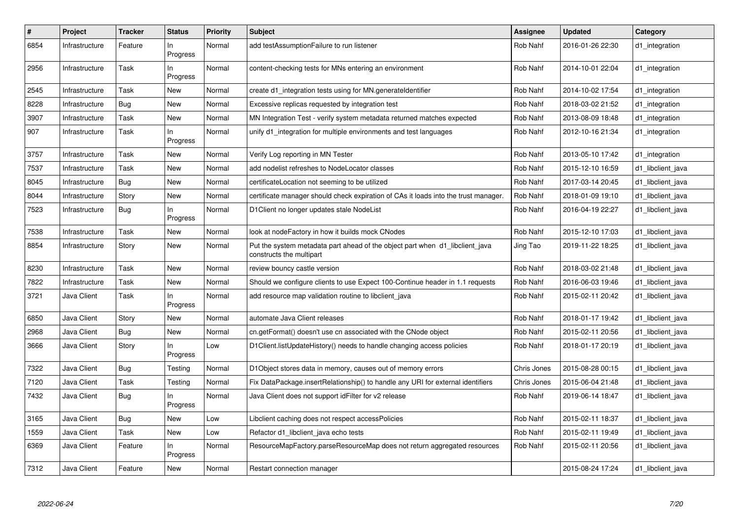| # | Project | Tracker | Status | Priority | Subject | Assignee | Updated | Category |
|---|---|---|---|---|---|---|---|---|
| 6854 | Infrastructure | Feature | In Progress | Normal | add testAssumptionFailure to run listener | Rob Nahf | 2016-01-26 22:30 | d1_integration |
| 2956 | Infrastructure | Task | In Progress | Normal | content-checking tests for MNs entering an environment | Rob Nahf | 2014-10-01 22:04 | d1_integration |
| 2545 | Infrastructure | Task | New | Normal | create d1_integration tests using for MN.generateIdentifier | Rob Nahf | 2014-10-02 17:54 | d1_integration |
| 8228 | Infrastructure | Bug | New | Normal | Excessive replicas requested by integration test | Rob Nahf | 2018-03-02 21:52 | d1_integration |
| 3907 | Infrastructure | Task | New | Normal | MN Integration Test - verify system metadata returned matches expected | Rob Nahf | 2013-08-09 18:48 | d1_integration |
| 907 | Infrastructure | Task | In Progress | Normal | unify d1_integration for multiple environments and test languages | Rob Nahf | 2012-10-16 21:34 | d1_integration |
| 3757 | Infrastructure | Task | New | Normal | Verify Log reporting in MN Tester | Rob Nahf | 2013-05-10 17:42 | d1_integration |
| 7537 | Infrastructure | Task | New | Normal | add nodelist refreshes to NodeLocator classes | Rob Nahf | 2015-12-10 16:59 | d1_libclient_java |
| 8045 | Infrastructure | Bug | New | Normal | certificateLocation not seeming to be utilized | Rob Nahf | 2017-03-14 20:45 | d1_libclient_java |
| 8044 | Infrastructure | Story | New | Normal | certificate manager should check expiration of CAs it loads into the trust manager. | Rob Nahf | 2018-01-09 19:10 | d1_libclient_java |
| 7523 | Infrastructure | Bug | In Progress | Normal | D1Client no longer updates stale NodeList | Rob Nahf | 2016-04-19 22:27 | d1_libclient_java |
| 7538 | Infrastructure | Task | New | Normal | look at nodeFactory in how it builds mock CNodes | Rob Nahf | 2015-12-10 17:03 | d1_libclient_java |
| 8854 | Infrastructure | Story | New | Normal | Put the system metadata part ahead of the object part when d1_libclient_java constructs the multipart | Jing Tao | 2019-11-22 18:25 | d1_libclient_java |
| 8230 | Infrastructure | Task | New | Normal | review bouncy castle version | Rob Nahf | 2018-03-02 21:48 | d1_libclient_java |
| 7822 | Infrastructure | Task | New | Normal | Should we configure clients to use Expect 100-Continue header in 1.1 requests | Rob Nahf | 2016-06-03 19:46 | d1_libclient_java |
| 3721 | Java Client | Task | In Progress | Normal | add resource map validation routine to libclient_java | Rob Nahf | 2015-02-11 20:42 | d1_libclient_java |
| 6850 | Java Client | Story | New | Normal | automate Java Client releases | Rob Nahf | 2018-01-17 19:42 | d1_libclient_java |
| 2968 | Java Client | Bug | New | Normal | cn.getFormat() doesn't use cn associated with the CNode object | Rob Nahf | 2015-02-11 20:56 | d1_libclient_java |
| 3666 | Java Client | Story | In Progress | Low | D1Client.listUpdateHistory() needs to handle changing access policies | Rob Nahf | 2018-01-17 20:19 | d1_libclient_java |
| 7322 | Java Client | Bug | Testing | Normal | D1Object stores data in memory, causes out of memory errors | Chris Jones | 2015-08-28 00:15 | d1_libclient_java |
| 7120 | Java Client | Task | Testing | Normal | Fix DataPackage.insertRelationship() to handle any URI for external identifiers | Chris Jones | 2015-06-04 21:48 | d1_libclient_java |
| 7432 | Java Client | Bug | In Progress | Normal | Java Client does not support idFilter for v2 release | Rob Nahf | 2019-06-14 18:47 | d1_libclient_java |
| 3165 | Java Client | Bug | New | Low | Libclient caching does not respect accessPolicies | Rob Nahf | 2015-02-11 18:37 | d1_libclient_java |
| 1559 | Java Client | Task | New | Low | Refactor d1_libclient_java echo tests | Rob Nahf | 2015-02-11 19:49 | d1_libclient_java |
| 6369 | Java Client | Feature | In Progress | Normal | ResourceMapFactory.parseResourceMap does not return aggregated resources | Rob Nahf | 2015-02-11 20:56 | d1_libclient_java |
| 7312 | Java Client | Feature | New | Normal | Restart connection manager | | 2015-08-24 17:24 | d1_libclient_java |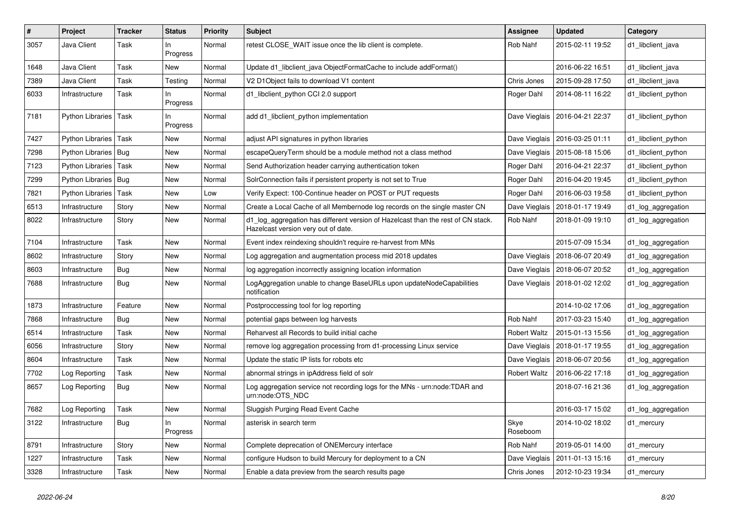| # | Project | Tracker | Status | Priority | Subject | Assignee | Updated | Category |
|---|---|---|---|---|---|---|---|---|
| 3057 | Java Client | Task | In Progress | Normal | retest CLOSE_WAIT issue once the lib client is complete. | Rob Nahf | 2015-02-11 19:52 | d1_libclient_java |
| 1648 | Java Client | Task | New | Normal | Update d1_libclient_java ObjectFormatCache to include addFormat() | | 2016-06-22 16:51 | d1_libclient_java |
| 7389 | Java Client | Task | Testing | Normal | V2 D1Object fails to download V1 content | Chris Jones | 2015-09-28 17:50 | d1_libclient_java |
| 6033 | Infrastructure | Task | In Progress | Normal | d1_libclient_python CCI 2.0 support | Roger Dahl | 2014-08-11 16:22 | d1_libclient_python |
| 7181 | Python Libraries | Task | In Progress | Normal | add d1_libclient_python implementation | Dave Vieglais | 2016-04-21 22:37 | d1_libclient_python |
| 7427 | Python Libraries | Task | New | Normal | adjust API signatures in python libraries | Dave Vieglais | 2016-03-25 01:11 | d1_libclient_python |
| 7298 | Python Libraries | Bug | New | Normal | escapeQueryTerm should be a module method not a class method | Dave Vieglais | 2015-08-18 15:06 | d1_libclient_python |
| 7123 | Python Libraries | Task | New | Normal | Send Authorization header carrying authentication token | Roger Dahl | 2016-04-21 22:37 | d1_libclient_python |
| 7299 | Python Libraries | Bug | New | Normal | SolrConnection fails if persistent property is not set to True | Roger Dahl | 2016-04-20 19:45 | d1_libclient_python |
| 7821 | Python Libraries | Task | New | Low | Verify Expect: 100-Continue header on POST or PUT requests | Roger Dahl | 2016-06-03 19:58 | d1_libclient_python |
| 6513 | Infrastructure | Story | New | Normal | Create a Local Cache of all Membernode log records on the single master CN | Dave Vieglais | 2018-01-17 19:49 | d1_log_aggregation |
| 8022 | Infrastructure | Story | New | Normal | d1_log_aggregation has different version of Hazelcast than the rest of CN stack. Hazelcast version very out of date. | Rob Nahf | 2018-01-09 19:10 | d1_log_aggregation |
| 7104 | Infrastructure | Task | New | Normal | Event index reindexing shouldn't require re-harvest from MNs | | 2015-07-09 15:34 | d1_log_aggregation |
| 8602 | Infrastructure | Story | New | Normal | Log aggregation and augmentation process mid 2018 updates | Dave Vieglais | 2018-06-07 20:49 | d1_log_aggregation |
| 8603 | Infrastructure | Bug | New | Normal | log aggregation incorrectly assigning location information | Dave Vieglais | 2018-06-07 20:52 | d1_log_aggregation |
| 7688 | Infrastructure | Bug | New | Normal | LogAggregation unable to change BaseURLs upon updateNodeCapabilities notification | Dave Vieglais | 2018-01-02 12:02 | d1_log_aggregation |
| 1873 | Infrastructure | Feature | New | Normal | Postproccessing tool for log reporting | | 2014-10-02 17:06 | d1_log_aggregation |
| 7868 | Infrastructure | Bug | New | Normal | potential gaps between log harvests | Rob Nahf | 2017-03-23 15:40 | d1_log_aggregation |
| 6514 | Infrastructure | Task | New | Normal | Reharvest all Records to build initial cache | Robert Waltz | 2015-01-13 15:56 | d1_log_aggregation |
| 6056 | Infrastructure | Story | New | Normal | remove log aggregation processing from d1-processing Linux service | Dave Vieglais | 2018-01-17 19:55 | d1_log_aggregation |
| 8604 | Infrastructure | Task | New | Normal | Update the static IP lists for robots etc | Dave Vieglais | 2018-06-07 20:56 | d1_log_aggregation |
| 7702 | Log Reporting | Task | New | Normal | abnormal strings in ipAddress field of solr | Robert Waltz | 2016-06-22 17:18 | d1_log_aggregation |
| 8657 | Log Reporting | Bug | New | Normal | Log aggregation service not recording logs for the MNs - urn:node:TDAR and urn:node:OTS_NDC | | 2018-07-16 21:36 | d1_log_aggregation |
| 7682 | Log Reporting | Task | New | Normal | Sluggish Purging Read Event Cache | | 2016-03-17 15:02 | d1_log_aggregation |
| 3122 | Infrastructure | Bug | In Progress | Normal | asterisk in search term | Skye Roseboom | 2014-10-02 18:02 | d1_mercury |
| 8791 | Infrastructure | Story | New | Normal | Complete deprecation of ONEMercury interface | Rob Nahf | 2019-05-01 14:00 | d1_mercury |
| 1227 | Infrastructure | Task | New | Normal | configure Hudson to build Mercury for deployment to a CN | Dave Vieglais | 2011-01-13 15:16 | d1_mercury |
| 3328 | Infrastructure | Task | New | Normal | Enable a data preview from the search results page | Chris Jones | 2012-10-23 19:34 | d1_mercury |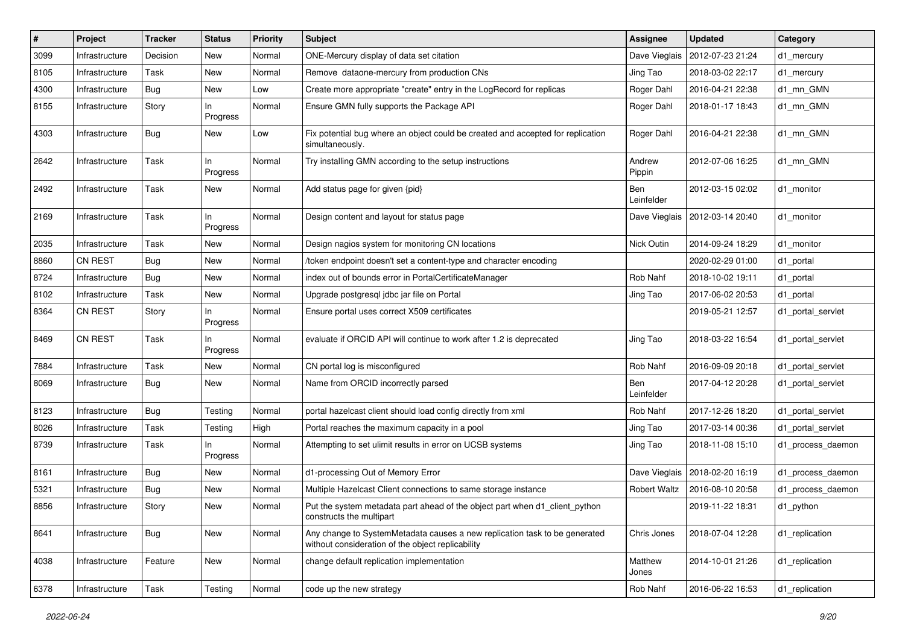| # | Project | Tracker | Status | Priority | Subject | Assignee | Updated | Category |
|---|---|---|---|---|---|---|---|---|
| 3099 | Infrastructure | Decision | New | Normal | ONE-Mercury display of data set citation | Dave Vieglais | 2012-07-23 21:24 | d1_mercury |
| 8105 | Infrastructure | Task | New | Normal | Remove dataone-mercury from production CNs | Jing Tao | 2018-03-02 22:17 | d1_mercury |
| 4300 | Infrastructure | Bug | New | Low | Create more appropriate "create" entry in the LogRecord for replicas | Roger Dahl | 2016-04-21 22:38 | d1_mn_GMN |
| 8155 | Infrastructure | Story | In Progress | Normal | Ensure GMN fully supports the Package API | Roger Dahl | 2018-01-17 18:43 | d1_mn_GMN |
| 4303 | Infrastructure | Bug | New | Low | Fix potential bug where an object could be created and accepted for replication simultaneously. | Roger Dahl | 2016-04-21 22:38 | d1_mn_GMN |
| 2642 | Infrastructure | Task | In Progress | Normal | Try installing GMN according to the setup instructions | Andrew Pippin | 2012-07-06 16:25 | d1_mn_GMN |
| 2492 | Infrastructure | Task | New | Normal | Add status page for given {pid} | Ben Leinfelder | 2012-03-15 02:02 | d1_monitor |
| 2169 | Infrastructure | Task | In Progress | Normal | Design content and layout for status page | Dave Vieglais | 2012-03-14 20:40 | d1_monitor |
| 2035 | Infrastructure | Task | New | Normal | Design nagios system for monitoring CN locations | Nick Outin | 2014-09-24 18:29 | d1_monitor |
| 8860 | CN REST | Bug | New | Normal | /token endpoint doesn't set a content-type and character encoding | | 2020-02-29 01:00 | d1_portal |
| 8724 | Infrastructure | Bug | New | Normal | index out of bounds error in PortalCertificateManager | Rob Nahf | 2018-10-02 19:11 | d1_portal |
| 8102 | Infrastructure | Task | New | Normal | Upgrade postgresql jdbc jar file on Portal | Jing Tao | 2017-06-02 20:53 | d1_portal |
| 8364 | CN REST | Story | In Progress | Normal | Ensure portal uses correct X509 certificates | | 2019-05-21 12:57 | d1_portal_servlet |
| 8469 | CN REST | Task | In Progress | Normal | evaluate if ORCID API will continue to work after 1.2 is deprecated | Jing Tao | 2018-03-22 16:54 | d1_portal_servlet |
| 7884 | Infrastructure | Task | New | Normal | CN portal log is misconfigured | Rob Nahf | 2016-09-09 20:18 | d1_portal_servlet |
| 8069 | Infrastructure | Bug | New | Normal | Name from ORCID incorrectly parsed | Ben Leinfelder | 2017-04-12 20:28 | d1_portal_servlet |
| 8123 | Infrastructure | Bug | Testing | Normal | portal hazelcast client should load config directly from xml | Rob Nahf | 2017-12-26 18:20 | d1_portal_servlet |
| 8026 | Infrastructure | Task | Testing | High | Portal reaches the maximum capacity in a pool | Jing Tao | 2017-03-14 00:36 | d1_portal_servlet |
| 8739 | Infrastructure | Task | In Progress | Normal | Attempting to set ulimit results in error on UCSB systems | Jing Tao | 2018-11-08 15:10 | d1_process_daemon |
| 8161 | Infrastructure | Bug | New | Normal | d1-processing Out of Memory Error | Dave Vieglais | 2018-02-20 16:19 | d1_process_daemon |
| 5321 | Infrastructure | Bug | New | Normal | Multiple Hazelcast Client connections to same storage instance | Robert Waltz | 2016-08-10 20:58 | d1_process_daemon |
| 8856 | Infrastructure | Story | New | Normal | Put the system metadata part ahead of the object part when d1_client_python constructs the multipart | | 2019-11-22 18:31 | d1_python |
| 8641 | Infrastructure | Bug | New | Normal | Any change to SystemMetadata causes a new replication task to be generated without consideration of the object replicability | Chris Jones | 2018-07-04 12:28 | d1_replication |
| 4038 | Infrastructure | Feature | New | Normal | change default replication implementation | Matthew Jones | 2014-10-01 21:26 | d1_replication |
| 6378 | Infrastructure | Task | Testing | Normal | code up the new strategy | Rob Nahf | 2016-06-22 16:53 | d1_replication |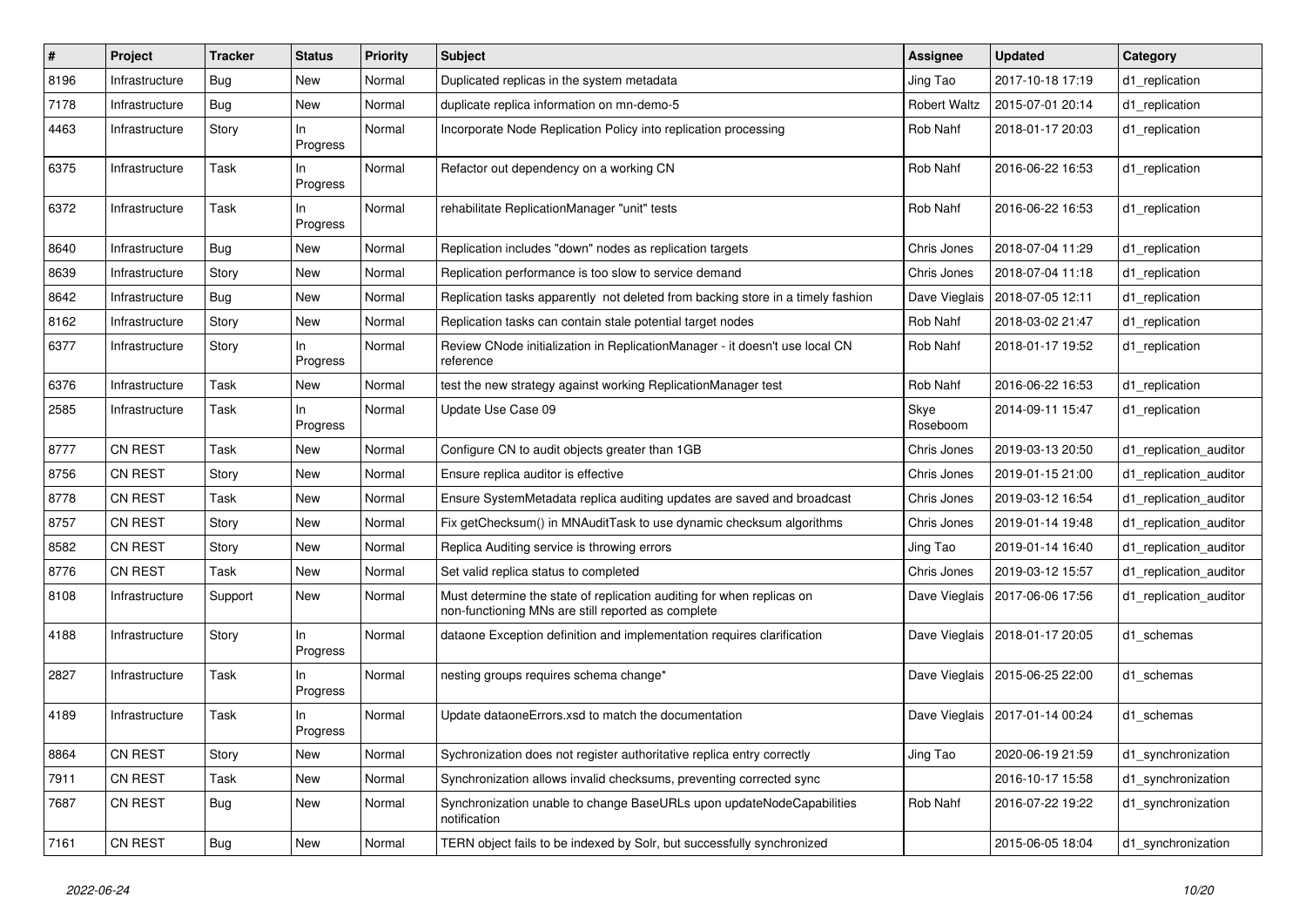| # | Project | Tracker | Status | Priority | Subject | Assignee | Updated | Category |
|---|---|---|---|---|---|---|---|---|
| 8196 | Infrastructure | Bug | New | Normal | Duplicated replicas in the system metadata | Jing Tao | 2017-10-18 17:19 | d1_replication |
| 7178 | Infrastructure | Bug | New | Normal | duplicate replica information on mn-demo-5 | Robert Waltz | 2015-07-01 20:14 | d1_replication |
| 4463 | Infrastructure | Story | In Progress | Normal | Incorporate Node Replication Policy into replication processing | Rob Nahf | 2018-01-17 20:03 | d1_replication |
| 6375 | Infrastructure | Task | In Progress | Normal | Refactor out dependency on a working CN | Rob Nahf | 2016-06-22 16:53 | d1_replication |
| 6372 | Infrastructure | Task | In Progress | Normal | rehabilitate ReplicationManager "unit" tests | Rob Nahf | 2016-06-22 16:53 | d1_replication |
| 8640 | Infrastructure | Bug | New | Normal | Replication includes "down" nodes as replication targets | Chris Jones | 2018-07-04 11:29 | d1_replication |
| 8639 | Infrastructure | Story | New | Normal | Replication performance is too slow to service demand | Chris Jones | 2018-07-04 11:18 | d1_replication |
| 8642 | Infrastructure | Bug | New | Normal | Replication tasks apparently not deleted from backing store in a timely fashion | Dave Vieglais | 2018-07-05 12:11 | d1_replication |
| 8162 | Infrastructure | Story | New | Normal | Replication tasks can contain stale potential target nodes | Rob Nahf | 2018-03-02 21:47 | d1_replication |
| 6377 | Infrastructure | Story | In Progress | Normal | Review CNode initialization in ReplicationManager - it doesn't use local CN reference | Rob Nahf | 2018-01-17 19:52 | d1_replication |
| 6376 | Infrastructure | Task | New | Normal | test the new strategy against working ReplicationManager test | Rob Nahf | 2016-06-22 16:53 | d1_replication |
| 2585 | Infrastructure | Task | In Progress | Normal | Update Use Case 09 | Skye Roseboom | 2014-09-11 15:47 | d1_replication |
| 8777 | CN REST | Task | New | Normal | Configure CN to audit objects greater than 1GB | Chris Jones | 2019-03-13 20:50 | d1_replication_auditor |
| 8756 | CN REST | Story | New | Normal | Ensure replica auditor is effective | Chris Jones | 2019-01-15 21:00 | d1_replication_auditor |
| 8778 | CN REST | Task | New | Normal | Ensure SystemMetadata replica auditing updates are saved and broadcast | Chris Jones | 2019-03-12 16:54 | d1_replication_auditor |
| 8757 | CN REST | Story | New | Normal | Fix getChecksum() in MNAuditTask to use dynamic checksum algorithms | Chris Jones | 2019-01-14 19:48 | d1_replication_auditor |
| 8582 | CN REST | Story | New | Normal | Replica Auditing service is throwing errors | Jing Tao | 2019-01-14 16:40 | d1_replication_auditor |
| 8776 | CN REST | Task | New | Normal | Set valid replica status to completed | Chris Jones | 2019-03-12 15:57 | d1_replication_auditor |
| 8108 | Infrastructure | Support | New | Normal | Must determine the state of replication auditing for when replicas on non-functioning MNs are still reported as complete | Dave Vieglais | 2017-06-06 17:56 | d1_replication_auditor |
| 4188 | Infrastructure | Story | In Progress | Normal | dataone Exception definition and implementation requires clarification | Dave Vieglais | 2018-01-17 20:05 | d1_schemas |
| 2827 | Infrastructure | Task | In Progress | Normal | nesting groups requires schema change* | Dave Vieglais | 2015-06-25 22:00 | d1_schemas |
| 4189 | Infrastructure | Task | In Progress | Normal | Update dataoneErrors.xsd to match the documentation | Dave Vieglais | 2017-01-14 00:24 | d1_schemas |
| 8864 | CN REST | Story | New | Normal | Sychronization does not register authoritative replica entry correctly | Jing Tao | 2020-06-19 21:59 | d1_synchronization |
| 7911 | CN REST | Task | New | Normal | Synchronization allows invalid checksums, preventing corrected sync | | 2016-10-17 15:58 | d1_synchronization |
| 7687 | CN REST | Bug | New | Normal | Synchronization unable to change BaseURLs upon updateNodeCapabilities notification | Rob Nahf | 2016-07-22 19:22 | d1_synchronization |
| 7161 | CN REST | Bug | New | Normal | TERN object fails to be indexed by Solr, but successfully synchronized | | 2015-06-05 18:04 | d1_synchronization |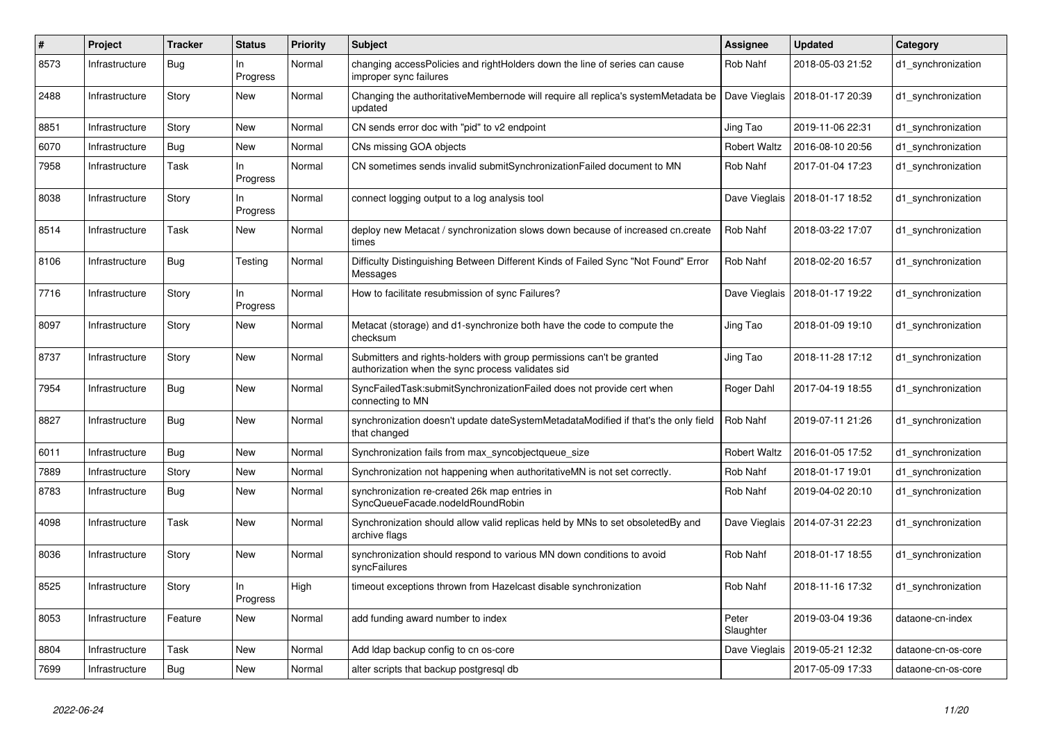| # | Project | Tracker | Status | Priority | Subject | Assignee | Updated | Category |
|---|---|---|---|---|---|---|---|---|
| 8573 | Infrastructure | Bug | In Progress | Normal | changing accessPolicies and rightHolders down the line of series can cause improper sync failures | Rob Nahf | 2018-05-03 21:52 | d1_synchronization |
| 2488 | Infrastructure | Story | New | Normal | Changing the authoritativeMembernode will require all replica's systemMetadata be updated | Dave Vieglais | 2018-01-17 20:39 | d1_synchronization |
| 8851 | Infrastructure | Story | New | Normal | CN sends error doc with "pid" to v2 endpoint | Jing Tao | 2019-11-06 22:31 | d1_synchronization |
| 6070 | Infrastructure | Bug | New | Normal | CNs missing GOA objects | Robert Waltz | 2016-08-10 20:56 | d1_synchronization |
| 7958 | Infrastructure | Task | In Progress | Normal | CN sometimes sends invalid submitSynchronizationFailed document to MN | Rob Nahf | 2017-01-04 17:23 | d1_synchronization |
| 8038 | Infrastructure | Story | In Progress | Normal | connect logging output to a log analysis tool | Dave Vieglais | 2018-01-17 18:52 | d1_synchronization |
| 8514 | Infrastructure | Task | New | Normal | deploy new Metacat / synchronization slows down because of increased cn.create times | Rob Nahf | 2018-03-22 17:07 | d1_synchronization |
| 8106 | Infrastructure | Bug | Testing | Normal | Difficulty Distinguishing Between Different Kinds of Failed Sync "Not Found" Error Messages | Rob Nahf | 2018-02-20 16:57 | d1_synchronization |
| 7716 | Infrastructure | Story | In Progress | Normal | How to facilitate resubmission of sync Failures? | Dave Vieglais | 2018-01-17 19:22 | d1_synchronization |
| 8097 | Infrastructure | Story | New | Normal | Metacat (storage) and d1-synchronize both have the code to compute the checksum | Jing Tao | 2018-01-09 19:10 | d1_synchronization |
| 8737 | Infrastructure | Story | New | Normal | Submitters and rights-holders with group permissions can't be granted authorization when the sync process validates sid | Jing Tao | 2018-11-28 17:12 | d1_synchronization |
| 7954 | Infrastructure | Bug | New | Normal | SyncFailedTask:submitSynchronizationFailed does not provide cert when connecting to MN | Roger Dahl | 2017-04-19 18:55 | d1_synchronization |
| 8827 | Infrastructure | Bug | New | Normal | synchronization doesn't update dateSystemMetadataModified if that's the only field that changed | Rob Nahf | 2019-07-11 21:26 | d1_synchronization |
| 6011 | Infrastructure | Bug | New | Normal | Synchronization fails from max_syncobjectqueue_size | Robert Waltz | 2016-01-05 17:52 | d1_synchronization |
| 7889 | Infrastructure | Story | New | Normal | Synchronization not happening when authoritativeMN is not set correctly. | Rob Nahf | 2018-01-17 19:01 | d1_synchronization |
| 8783 | Infrastructure | Bug | New | Normal | synchronization re-created 26k map entries in SyncQueueFacade.nodeIdRoundRobin | Rob Nahf | 2019-04-02 20:10 | d1_synchronization |
| 4098 | Infrastructure | Task | New | Normal | Synchronization should allow valid replicas held by MNs to set obsoletedBy and archive flags | Dave Vieglais | 2014-07-31 22:23 | d1_synchronization |
| 8036 | Infrastructure | Story | New | Normal | synchronization should respond to various MN down conditions to avoid syncFailures | Rob Nahf | 2018-01-17 18:55 | d1_synchronization |
| 8525 | Infrastructure | Story | In Progress | High | timeout exceptions thrown from Hazelcast disable synchronization | Rob Nahf | 2018-11-16 17:32 | d1_synchronization |
| 8053 | Infrastructure | Feature | New | Normal | add funding award number to index | Peter Slaughter | 2019-03-04 19:36 | dataone-cn-index |
| 8804 | Infrastructure | Task | New | Normal | Add ldap backup config to cn os-core | Dave Vieglais | 2019-05-21 12:32 | dataone-cn-os-core |
| 7699 | Infrastructure | Bug | New | Normal | alter scripts that backup postgresql db | | 2017-05-09 17:33 | dataone-cn-os-core |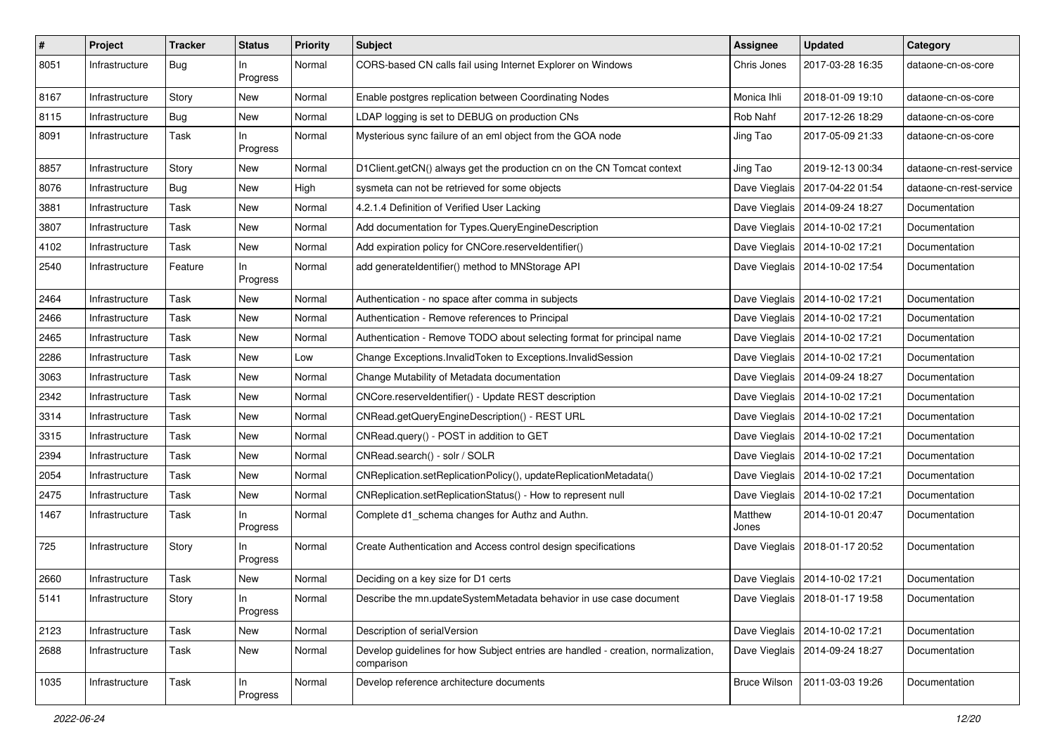| # | Project | Tracker | Status | Priority | Subject | Assignee | Updated | Category |
|---|---|---|---|---|---|---|---|---|
| 8051 | Infrastructure | Bug | In Progress | Normal | CORS-based CN calls fail using Internet Explorer on Windows | Chris Jones | 2017-03-28 16:35 | dataone-cn-os-core |
| 8167 | Infrastructure | Story | New | Normal | Enable postgres replication between Coordinating Nodes | Monica Ihli | 2018-01-09 19:10 | dataone-cn-os-core |
| 8115 | Infrastructure | Bug | New | Normal | LDAP logging is set to DEBUG on production CNs | Rob Nahf | 2017-12-26 18:29 | dataone-cn-os-core |
| 8091 | Infrastructure | Task | In Progress | Normal | Mysterious sync failure of an eml object from the GOA node | Jing Tao | 2017-05-09 21:33 | dataone-cn-os-core |
| 8857 | Infrastructure | Story | New | Normal | D1Client.getCN() always get the production cn on the CN Tomcat context | Jing Tao | 2019-12-13 00:34 | dataone-cn-rest-service |
| 8076 | Infrastructure | Bug | New | High | sysmeta can not be retrieved for some objects | Dave Vieglais | 2017-04-22 01:54 | dataone-cn-rest-service |
| 3881 | Infrastructure | Task | New | Normal | 4.2.1.4 Definition of Verified User Lacking | Dave Vieglais | 2014-09-24 18:27 | Documentation |
| 3807 | Infrastructure | Task | New | Normal | Add documentation for Types.QueryEngineDescription | Dave Vieglais | 2014-10-02 17:21 | Documentation |
| 4102 | Infrastructure | Task | New | Normal | Add expiration policy for CNCore.reserveIdentifier() | Dave Vieglais | 2014-10-02 17:21 | Documentation |
| 2540 | Infrastructure | Feature | In Progress | Normal | add generateIdentifier() method to MNStorage API | Dave Vieglais | 2014-10-02 17:54 | Documentation |
| 2464 | Infrastructure | Task | New | Normal | Authentication - no space after comma in subjects | Dave Vieglais | 2014-10-02 17:21 | Documentation |
| 2466 | Infrastructure | Task | New | Normal | Authentication - Remove references to Principal | Dave Vieglais | 2014-10-02 17:21 | Documentation |
| 2465 | Infrastructure | Task | New | Normal | Authentication - Remove TODO about selecting format for principal name | Dave Vieglais | 2014-10-02 17:21 | Documentation |
| 2286 | Infrastructure | Task | New | Low | Change Exceptions.InvalidToken to Exceptions.InvalidSession | Dave Vieglais | 2014-10-02 17:21 | Documentation |
| 3063 | Infrastructure | Task | New | Normal | Change Mutability of Metadata documentation | Dave Vieglais | 2014-09-24 18:27 | Documentation |
| 2342 | Infrastructure | Task | New | Normal | CNCore.reserveIdentifier() - Update REST description | Dave Vieglais | 2014-10-02 17:21 | Documentation |
| 3314 | Infrastructure | Task | New | Normal | CNRead.getQueryEngineDescription() - REST URL | Dave Vieglais | 2014-10-02 17:21 | Documentation |
| 3315 | Infrastructure | Task | New | Normal | CNRead.query() - POST in addition to GET | Dave Vieglais | 2014-10-02 17:21 | Documentation |
| 2394 | Infrastructure | Task | New | Normal | CNRead.search() - solr / SOLR | Dave Vieglais | 2014-10-02 17:21 | Documentation |
| 2054 | Infrastructure | Task | New | Normal | CNReplication.setReplicationPolicy(), updateReplicationMetadata() | Dave Vieglais | 2014-10-02 17:21 | Documentation |
| 2475 | Infrastructure | Task | New | Normal | CNReplication.setReplicationStatus() - How to represent null | Dave Vieglais | 2014-10-02 17:21 | Documentation |
| 1467 | Infrastructure | Task | In Progress | Normal | Complete d1_schema changes for Authz and Authn. | Matthew Jones | 2014-10-01 20:47 | Documentation |
| 725 | Infrastructure | Story | In Progress | Normal | Create Authentication and Access control design specifications | Dave Vieglais | 2018-01-17 20:52 | Documentation |
| 2660 | Infrastructure | Task | New | Normal | Deciding on a key size for D1 certs | Dave Vieglais | 2014-10-02 17:21 | Documentation |
| 5141 | Infrastructure | Story | In Progress | Normal | Describe the mn.updateSystemMetadata behavior in use case document | Dave Vieglais | 2018-01-17 19:58 | Documentation |
| 2123 | Infrastructure | Task | New | Normal | Description of serialVersion | Dave Vieglais | 2014-10-02 17:21 | Documentation |
| 2688 | Infrastructure | Task | New | Normal | Develop guidelines for how Subject entries are handled - creation, normalization, comparison | Dave Vieglais | 2014-09-24 18:27 | Documentation |
| 1035 | Infrastructure | Task | In Progress | Normal | Develop reference architecture documents | Bruce Wilson | 2011-03-03 19:26 | Documentation |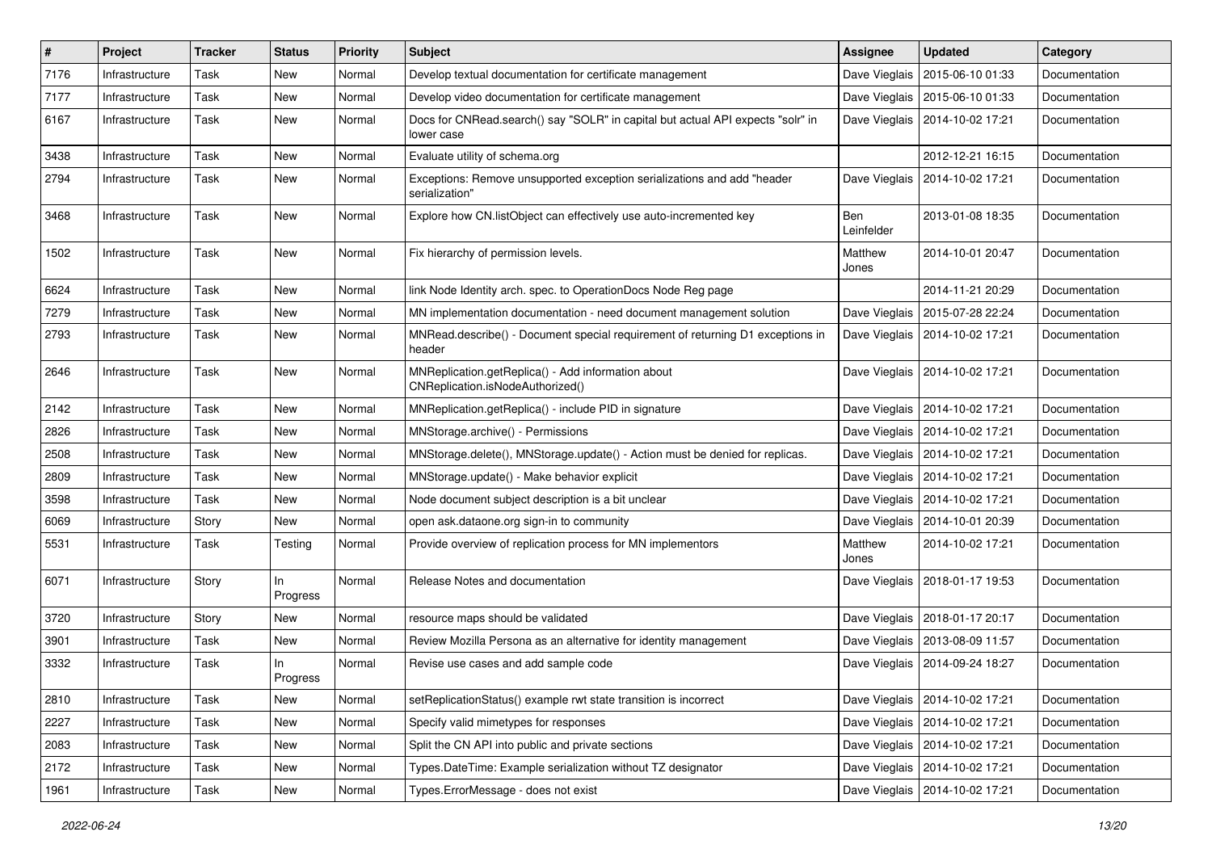| # | Project | Tracker | Status | Priority | Subject | Assignee | Updated | Category |
|---|---|---|---|---|---|---|---|---|
| 7176 | Infrastructure | Task | New | Normal | Develop textual documentation for certificate management | Dave Vieglais | 2015-06-10 01:33 | Documentation |
| 7177 | Infrastructure | Task | New | Normal | Develop video documentation for certificate management | Dave Vieglais | 2015-06-10 01:33 | Documentation |
| 6167 | Infrastructure | Task | New | Normal | Docs for CNRead.search() say "SOLR" in capital but actual API expects "solr" in lower case | Dave Vieglais | 2014-10-02 17:21 | Documentation |
| 3438 | Infrastructure | Task | New | Normal | Evaluate utility of schema.org | | 2012-12-21 16:15 | Documentation |
| 2794 | Infrastructure | Task | New | Normal | Exceptions: Remove unsupported exception serializations and add "header serialization" | Dave Vieglais | 2014-10-02 17:21 | Documentation |
| 3468 | Infrastructure | Task | New | Normal | Explore how CN.listObject can effectively use auto-incremented key | Ben Leinfelder | 2013-01-08 18:35 | Documentation |
| 1502 | Infrastructure | Task | New | Normal | Fix hierarchy of permission levels. | Matthew Jones | 2014-10-01 20:47 | Documentation |
| 6624 | Infrastructure | Task | New | Normal | link Node Identity arch. spec. to OperationDocs Node Reg page | | 2014-11-21 20:29 | Documentation |
| 7279 | Infrastructure | Task | New | Normal | MN implementation documentation - need document management solution | Dave Vieglais | 2015-07-28 22:24 | Documentation |
| 2793 | Infrastructure | Task | New | Normal | MNRead.describe() - Document special requirement of returning D1 exceptions in header | Dave Vieglais | 2014-10-02 17:21 | Documentation |
| 2646 | Infrastructure | Task | New | Normal | MNReplication.getReplica() - Add information about CNReplication.isNodeAuthorized() | Dave Vieglais | 2014-10-02 17:21 | Documentation |
| 2142 | Infrastructure | Task | New | Normal | MNReplication.getReplica() - include PID in signature | Dave Vieglais | 2014-10-02 17:21 | Documentation |
| 2826 | Infrastructure | Task | New | Normal | MNStorage.archive() - Permissions | Dave Vieglais | 2014-10-02 17:21 | Documentation |
| 2508 | Infrastructure | Task | New | Normal | MNStorage.delete(), MNStorage.update() - Action must be denied for replicas. | Dave Vieglais | 2014-10-02 17:21 | Documentation |
| 2809 | Infrastructure | Task | New | Normal | MNStorage.update() - Make behavior explicit | Dave Vieglais | 2014-10-02 17:21 | Documentation |
| 3598 | Infrastructure | Task | New | Normal | Node document subject description is a bit unclear | Dave Vieglais | 2014-10-02 17:21 | Documentation |
| 6069 | Infrastructure | Story | New | Normal | open ask.dataone.org sign-in to community | Dave Vieglais | 2014-10-01 20:39 | Documentation |
| 5531 | Infrastructure | Task | Testing | Normal | Provide overview of replication process for MN implementors | Matthew Jones | 2014-10-02 17:21 | Documentation |
| 6071 | Infrastructure | Story | In Progress | Normal | Release Notes and documentation | Dave Vieglais | 2018-01-17 19:53 | Documentation |
| 3720 | Infrastructure | Story | New | Normal | resource maps should be validated | Dave Vieglais | 2018-01-17 20:17 | Documentation |
| 3901 | Infrastructure | Task | New | Normal | Review Mozilla Persona as an alternative for identity management | Dave Vieglais | 2013-08-09 11:57 | Documentation |
| 3332 | Infrastructure | Task | In Progress | Normal | Revise use cases and add sample code | Dave Vieglais | 2014-09-24 18:27 | Documentation |
| 2810 | Infrastructure | Task | New | Normal | setReplicationStatus() example rwt state transition is incorrect | Dave Vieglais | 2014-10-02 17:21 | Documentation |
| 2227 | Infrastructure | Task | New | Normal | Specify valid mimetypes for responses | Dave Vieglais | 2014-10-02 17:21 | Documentation |
| 2083 | Infrastructure | Task | New | Normal | Split the CN API into public and private sections | Dave Vieglais | 2014-10-02 17:21 | Documentation |
| 2172 | Infrastructure | Task | New | Normal | Types.DateTime: Example serialization without TZ designator | Dave Vieglais | 2014-10-02 17:21 | Documentation |
| 1961 | Infrastructure | Task | New | Normal | Types.ErrorMessage - does not exist | Dave Vieglais | 2014-10-02 17:21 | Documentation |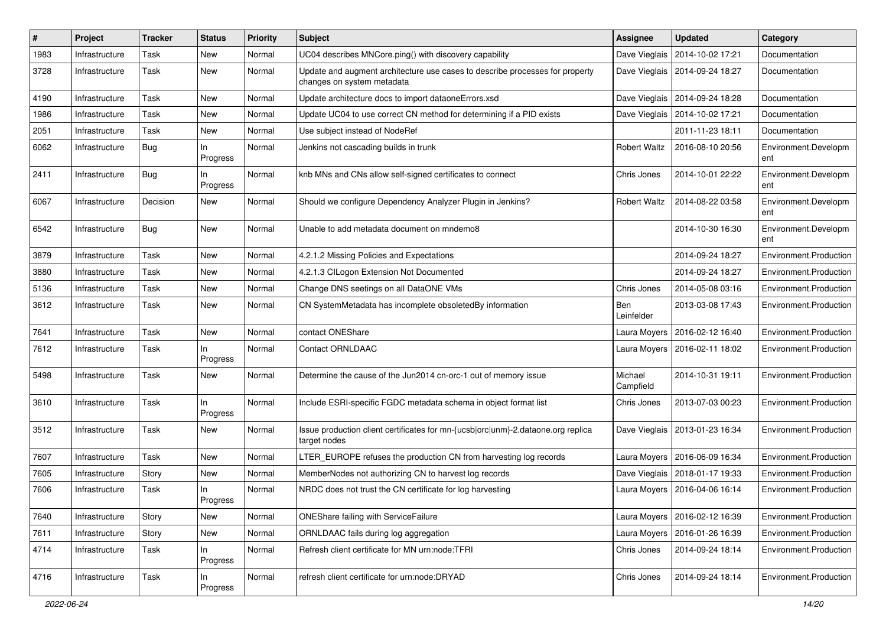| # | Project | Tracker | Status | Priority | Subject | Assignee | Updated | Category |
|---|---|---|---|---|---|---|---|---|
| 1983 | Infrastructure | Task | New | Normal | UC04 describes MNCore.ping() with discovery capability | Dave Vieglais | 2014-10-02 17:21 | Documentation |
| 3728 | Infrastructure | Task | New | Normal | Update and augment architecture use cases to describe processes for property changes on system metadata | Dave Vieglais | 2014-09-24 18:27 | Documentation |
| 4190 | Infrastructure | Task | New | Normal | Update architecture docs to import dataoneErrors.xsd | Dave Vieglais | 2014-09-24 18:28 | Documentation |
| 1986 | Infrastructure | Task | New | Normal | Update UC04 to use correct CN method for determining if a PID exists | Dave Vieglais | 2014-10-02 17:21 | Documentation |
| 2051 | Infrastructure | Task | New | Normal | Use subject instead of NodeRef | | 2011-11-23 18:11 | Documentation |
| 6062 | Infrastructure | Bug | In Progress | Normal | Jenkins not cascading builds in trunk | Robert Waltz | 2016-08-10 20:56 | Environment.Development |
| 2411 | Infrastructure | Bug | In Progress | Normal | knb MNs and CNs allow self-signed certificates to connect | Chris Jones | 2014-10-01 22:22 | Environment.Development |
| 6067 | Infrastructure | Decision | New | Normal | Should we configure Dependency Analyzer Plugin in Jenkins? | Robert Waltz | 2014-08-22 03:58 | Environment.Development |
| 6542 | Infrastructure | Bug | New | Normal | Unable to add metadata document on mndemo8 | | 2014-10-30 16:30 | Environment.Development |
| 3879 | Infrastructure | Task | New | Normal | 4.2.1.2 Missing Policies and Expectations | | 2014-09-24 18:27 | Environment.Production |
| 3880 | Infrastructure | Task | New | Normal | 4.2.1.3 CILogon Extension Not Documented | | 2014-09-24 18:27 | Environment.Production |
| 5136 | Infrastructure | Task | New | Normal | Change DNS seetings on all DataONE VMs | Chris Jones | 2014-05-08 03:16 | Environment.Production |
| 3612 | Infrastructure | Task | New | Normal | CN SystemMetadata has incomplete obsoletedBy information | Ben Leinfelder | 2013-03-08 17:43 | Environment.Production |
| 7641 | Infrastructure | Task | New | Normal | contact ONEShare | Laura Moyers | 2016-02-12 16:40 | Environment.Production |
| 7612 | Infrastructure | Task | In Progress | Normal | Contact ORNLDAAC | Laura Moyers | 2016-02-11 18:02 | Environment.Production |
| 5498 | Infrastructure | Task | New | Normal | Determine the cause of the Jun2014 cn-orc-1 out of memory issue | Michael Campfield | 2014-10-31 19:11 | Environment.Production |
| 3610 | Infrastructure | Task | In Progress | Normal | Include ESRI-specific FGDC metadata schema in object format list | Chris Jones | 2013-07-03 00:23 | Environment.Production |
| 3512 | Infrastructure | Task | New | Normal | Issue production client certificates for mn-{ucsb\|orc\|unm}-2.dataone.org replica target nodes | Dave Vieglais | 2013-01-23 16:34 | Environment.Production |
| 7607 | Infrastructure | Task | New | Normal | LTER_EUROPE refuses the production CN from harvesting log records | Laura Moyers | 2016-06-09 16:34 | Environment.Production |
| 7605 | Infrastructure | Story | New | Normal | MemberNodes not authorizing CN to harvest log records | Dave Vieglais | 2018-01-17 19:33 | Environment.Production |
| 7606 | Infrastructure | Task | In Progress | Normal | NRDC does not trust the CN certificate for log harvesting | Laura Moyers | 2016-04-06 16:14 | Environment.Production |
| 7640 | Infrastructure | Story | New | Normal | ONEShare failing with ServiceFailure | Laura Moyers | 2016-02-12 16:39 | Environment.Production |
| 7611 | Infrastructure | Story | New | Normal | ORNLDAAC fails during log aggregation | Laura Moyers | 2016-01-26 16:39 | Environment.Production |
| 4714 | Infrastructure | Task | In Progress | Normal | Refresh client certificate for MN urn:node:TFRI | Chris Jones | 2014-09-24 18:14 | Environment.Production |
| 4716 | Infrastructure | Task | In Progress | Normal | refresh client certificate for urn:node:DRYAD | Chris Jones | 2014-09-24 18:14 | Environment.Production |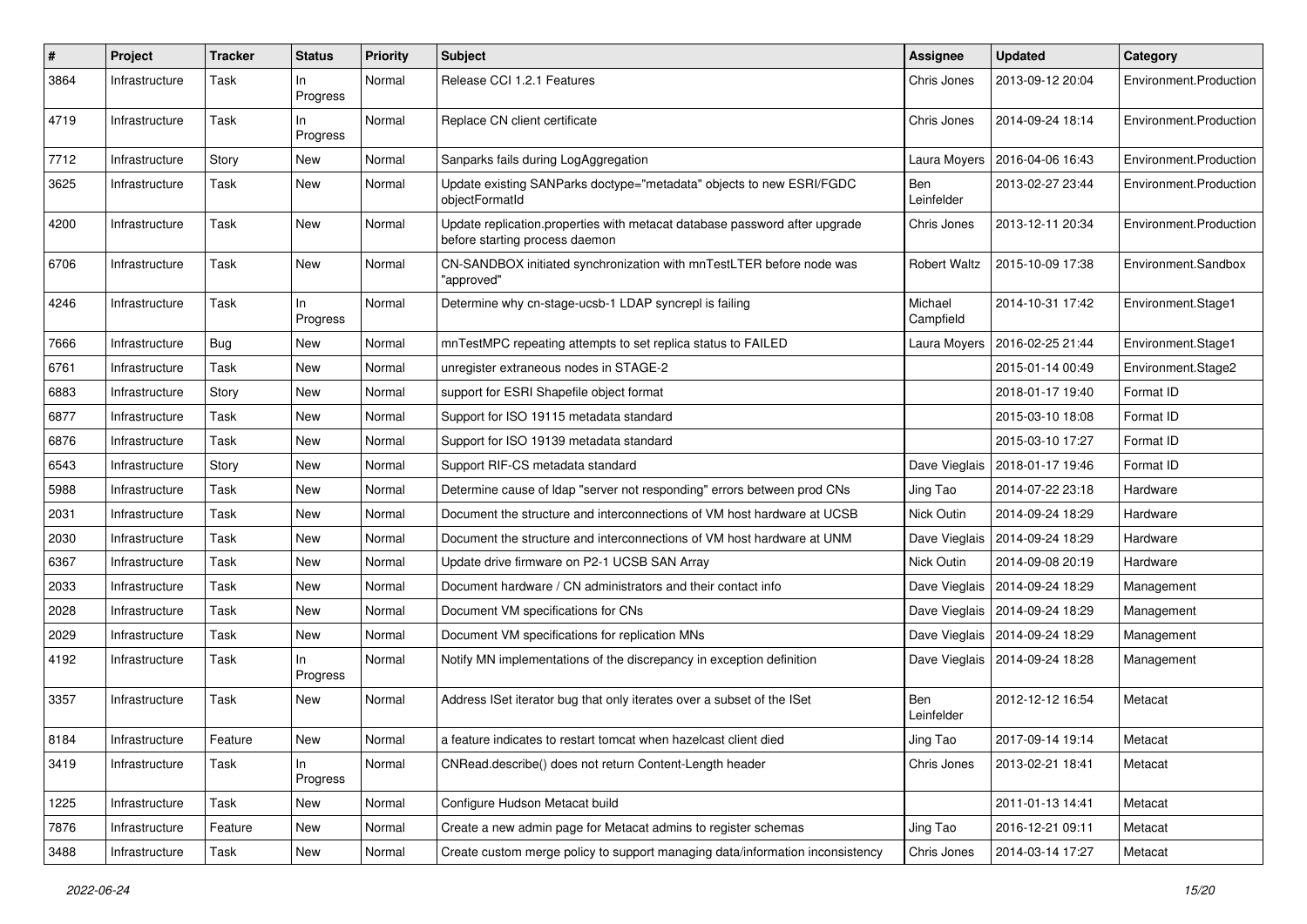| # | Project | Tracker | Status | Priority | Subject | Assignee | Updated | Category |
|---|---|---|---|---|---|---|---|---|
| 3864 | Infrastructure | Task | In Progress | Normal | Release CCI 1.2.1 Features | Chris Jones | 2013-09-12 20:04 | Environment.Production |
| 4719 | Infrastructure | Task | In Progress | Normal | Replace CN client certificate | Chris Jones | 2014-09-24 18:14 | Environment.Production |
| 7712 | Infrastructure | Story | New | Normal | Sanparks fails during LogAggregation | Laura Moyers | 2016-04-06 16:43 | Environment.Production |
| 3625 | Infrastructure | Task | New | Normal | Update existing SANParks doctype="metadata" objects to new ESRI/FGDC objectFormatId | Ben Leinfelder | 2013-02-27 23:44 | Environment.Production |
| 4200 | Infrastructure | Task | New | Normal | Update replication.properties with metacat database password after upgrade before starting process daemon | Chris Jones | 2013-12-11 20:34 | Environment.Production |
| 6706 | Infrastructure | Task | New | Normal | CN-SANDBOX initiated synchronization with mnTestLTER before node was "approved" | Robert Waltz | 2015-10-09 17:38 | Environment.Sandbox |
| 4246 | Infrastructure | Task | In Progress | Normal | Determine why cn-stage-ucsb-1 LDAP syncrepl is failing | Michael Campfield | 2014-10-31 17:42 | Environment.Stage1 |
| 7666 | Infrastructure | Bug | New | Normal | mnTestMPC repeating attempts to set replica status to FAILED | Laura Moyers | 2016-02-25 21:44 | Environment.Stage1 |
| 6761 | Infrastructure | Task | New | Normal | unregister extraneous nodes in STAGE-2 | | 2015-01-14 00:49 | Environment.Stage2 |
| 6883 | Infrastructure | Story | New | Normal | support for ESRI Shapefile object format | | 2018-01-17 19:40 | Format ID |
| 6877 | Infrastructure | Task | New | Normal | Support for ISO 19115 metadata standard | | 2015-03-10 18:08 | Format ID |
| 6876 | Infrastructure | Task | New | Normal | Support for ISO 19139 metadata standard | | 2015-03-10 17:27 | Format ID |
| 6543 | Infrastructure | Story | New | Normal | Support RIF-CS metadata standard | Dave Vieglais | 2018-01-17 19:46 | Format ID |
| 5988 | Infrastructure | Task | New | Normal | Determine cause of ldap "server not responding" errors between prod CNs | Jing Tao | 2014-07-22 23:18 | Hardware |
| 2031 | Infrastructure | Task | New | Normal | Document the structure and interconnections of VM host hardware at UCSB | Nick Outin | 2014-09-24 18:29 | Hardware |
| 2030 | Infrastructure | Task | New | Normal | Document the structure and interconnections of VM host hardware at UNM | Dave Vieglais | 2014-09-24 18:29 | Hardware |
| 6367 | Infrastructure | Task | New | Normal | Update drive firmware on P2-1 UCSB SAN Array | Nick Outin | 2014-09-08 20:19 | Hardware |
| 2033 | Infrastructure | Task | New | Normal | Document hardware / CN administrators and their contact info | Dave Vieglais | 2014-09-24 18:29 | Management |
| 2028 | Infrastructure | Task | New | Normal | Document VM specifications for CNs | Dave Vieglais | 2014-09-24 18:29 | Management |
| 2029 | Infrastructure | Task | New | Normal | Document VM specifications for replication MNs | Dave Vieglais | 2014-09-24 18:29 | Management |
| 4192 | Infrastructure | Task | In Progress | Normal | Notify MN implementations of the discrepancy in exception definition | Dave Vieglais | 2014-09-24 18:28 | Management |
| 3357 | Infrastructure | Task | New | Normal | Address ISet iterator bug that only iterates over a subset of the ISet | Ben Leinfelder | 2012-12-12 16:54 | Metacat |
| 8184 | Infrastructure | Feature | New | Normal | a feature indicates to restart tomcat when hazelcast client died | Jing Tao | 2017-09-14 19:14 | Metacat |
| 3419 | Infrastructure | Task | In Progress | Normal | CNRead.describe() does not return Content-Length header | Chris Jones | 2013-02-21 18:41 | Metacat |
| 1225 | Infrastructure | Task | New | Normal | Configure Hudson Metacat build | | 2011-01-13 14:41 | Metacat |
| 7876 | Infrastructure | Feature | New | Normal | Create a new admin page for Metacat admins to register schemas | Jing Tao | 2016-12-21 09:11 | Metacat |
| 3488 | Infrastructure | Task | New | Normal | Create custom merge policy to support managing data/information inconsistency | Chris Jones | 2014-03-14 17:27 | Metacat |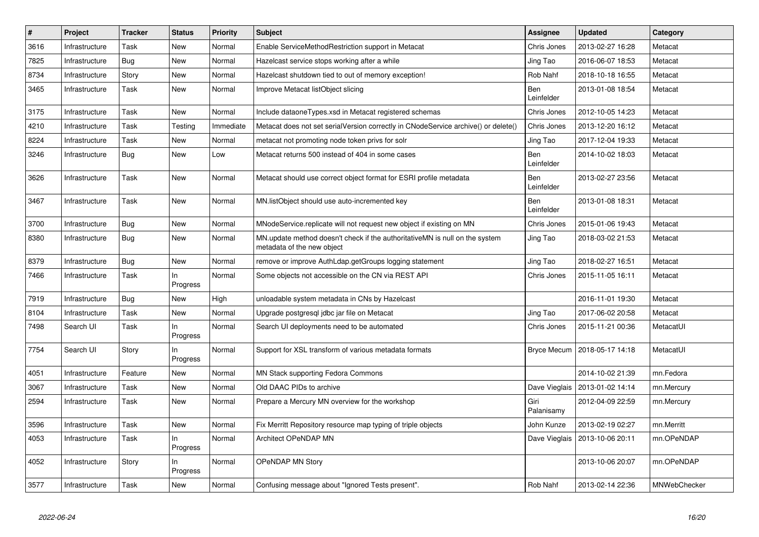| # | Project | Tracker | Status | Priority | Subject | Assignee | Updated | Category |
|---|---|---|---|---|---|---|---|---|
| 3616 | Infrastructure | Task | New | Normal | Enable ServiceMethodRestriction support in Metacat | Chris Jones | 2013-02-27 16:28 | Metacat |
| 7825 | Infrastructure | Bug | New | Normal | Hazelcast service stops working after a while | Jing Tao | 2016-06-07 18:53 | Metacat |
| 8734 | Infrastructure | Story | New | Normal | Hazelcast shutdown tied to out of memory exception! | Rob Nahf | 2018-10-18 16:55 | Metacat |
| 3465 | Infrastructure | Task | New | Normal | Improve Metacat listObject slicing | Ben Leinfelder | 2013-01-08 18:54 | Metacat |
| 3175 | Infrastructure | Task | New | Normal | Include dataoneTypes.xsd in Metacat registered schemas | Chris Jones | 2012-10-05 14:23 | Metacat |
| 4210 | Infrastructure | Task | Testing | Immediate | Metacat does not set serialVersion correctly in CNodeService archive() or delete() | Chris Jones | 2013-12-20 16:12 | Metacat |
| 8224 | Infrastructure | Task | New | Normal | metacat not promoting node token privs for solr | Jing Tao | 2017-12-04 19:33 | Metacat |
| 3246 | Infrastructure | Bug | New | Low | Metacat returns 500 instead of 404 in some cases | Ben Leinfelder | 2014-10-02 18:03 | Metacat |
| 3626 | Infrastructure | Task | New | Normal | Metacat should use correct object format for ESRI profile metadata | Ben Leinfelder | 2013-02-27 23:56 | Metacat |
| 3467 | Infrastructure | Task | New | Normal | MN.listObject should use auto-incremented key | Ben Leinfelder | 2013-01-08 18:31 | Metacat |
| 3700 | Infrastructure | Bug | New | Normal | MNodeService.replicate will not request new object if existing on MN | Chris Jones | 2015-01-06 19:43 | Metacat |
| 8380 | Infrastructure | Bug | New | Normal | MN.update method doesn't check if the authoritativeMN is null on the system metadata of the new object | Jing Tao | 2018-03-02 21:53 | Metacat |
| 8379 | Infrastructure | Bug | New | Normal | remove or improve AuthLdap.getGroups logging statement | Jing Tao | 2018-02-27 16:51 | Metacat |
| 7466 | Infrastructure | Task | In Progress | Normal | Some objects not accessible on the CN via REST API | Chris Jones | 2015-11-05 16:11 | Metacat |
| 7919 | Infrastructure | Bug | New | High | unloadable system metadata in CNs by Hazelcast | | 2016-11-01 19:30 | Metacat |
| 8104 | Infrastructure | Task | New | Normal | Upgrade postgresql jdbc jar file on Metacat | Jing Tao | 2017-06-02 20:58 | Metacat |
| 7498 | Search UI | Task | In Progress | Normal | Search UI deployments need to be automated | Chris Jones | 2015-11-21 00:36 | MetacatUI |
| 7754 | Search UI | Story | In Progress | Normal | Support for XSL transform of various metadata formats | Bryce Mecum | 2018-05-17 14:18 | MetacatUI |
| 4051 | Infrastructure | Feature | New | Normal | MN Stack supporting Fedora Commons | | 2014-10-02 21:39 | mn.Fedora |
| 3067 | Infrastructure | Task | New | Normal | Old DAAC PIDs to archive | Dave Vieglais | 2013-01-02 14:14 | mn.Mercury |
| 2594 | Infrastructure | Task | New | Normal | Prepare a Mercury MN overview for the workshop | Giri Palanisamy | 2012-04-09 22:59 | mn.Mercury |
| 3596 | Infrastructure | Task | New | Normal | Fix Merritt Repository resource map typing of triple objects | John Kunze | 2013-02-19 02:27 | mn.Merritt |
| 4053 | Infrastructure | Task | In Progress | Normal | Architect OPeNDAP MN | Dave Vieglais | 2013-10-06 20:11 | mn.OPeNDAP |
| 4052 | Infrastructure | Story | In Progress | Normal | OPeNDAP MN Story | | 2013-10-06 20:07 | mn.OPeNDAP |
| 3577 | Infrastructure | Task | New | Normal | Confusing message about "Ignored Tests present". | Rob Nahf | 2013-02-14 22:36 | MNWebChecker |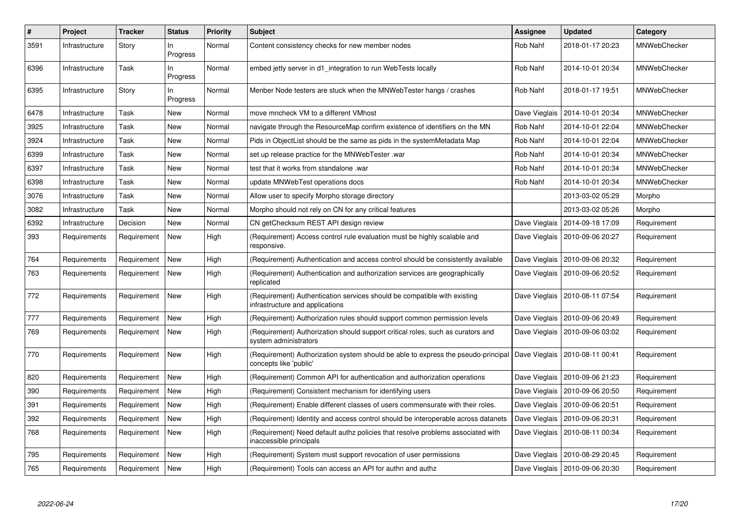| # | Project | Tracker | Status | Priority | Subject | Assignee | Updated | Category |
|---|---|---|---|---|---|---|---|---|
| 3591 | Infrastructure | Story | In Progress | Normal | Content consistency checks for new member nodes | Rob Nahf | 2018-01-17 20:23 | MNWebChecker |
| 6396 | Infrastructure | Task | In Progress | Normal | embed jetty server in d1_integration to run WebTests locally | Rob Nahf | 2014-10-01 20:34 | MNWebChecker |
| 6395 | Infrastructure | Story | In Progress | Normal | Menber Node testers are stuck when the MNWebTester hangs / crashes | Rob Nahf | 2018-01-17 19:51 | MNWebChecker |
| 6478 | Infrastructure | Task | New | Normal | move mncheck VM to a different VMhost | Dave Vieglais | 2014-10-01 20:34 | MNWebChecker |
| 3925 | Infrastructure | Task | New | Normal | navigate through the ResourceMap confirm existence of identifiers on the MN | Rob Nahf | 2014-10-01 22:04 | MNWebChecker |
| 3924 | Infrastructure | Task | New | Normal | Pids in ObjectList should be the same as pids in the systemMetadata Map | Rob Nahf | 2014-10-01 22:04 | MNWebChecker |
| 6399 | Infrastructure | Task | New | Normal | set up release practice for the MNWebTester .war | Rob Nahf | 2014-10-01 20:34 | MNWebChecker |
| 6397 | Infrastructure | Task | New | Normal | test that it works from standalone .war | Rob Nahf | 2014-10-01 20:34 | MNWebChecker |
| 6398 | Infrastructure | Task | New | Normal | update MNWebTest operations docs | Rob Nahf | 2014-10-01 20:34 | MNWebChecker |
| 3076 | Infrastructure | Task | New | Normal | Allow user to specify Morpho storage directory | | 2013-03-02 05:29 | Morpho |
| 3082 | Infrastructure | Task | New | Normal | Morpho should not rely on CN for any critical features | | 2013-03-02 05:26 | Morpho |
| 6392 | Infrastructure | Decision | New | Normal | CN getChecksum REST API design review | Dave Vieglais | 2014-09-18 17:09 | Requirement |
| 393 | Requirements | Requirement | New | High | (Requirement) Access control rule evaluation must be highly scalable and responsive. | Dave Vieglais | 2010-09-06 20:27 | Requirement |
| 764 | Requirements | Requirement | New | High | (Requirement) Authentication and access control should be consistently available | Dave Vieglais | 2010-09-06 20:32 | Requirement |
| 763 | Requirements | Requirement | New | High | (Requirement) Authentication and authorization services are geographically replicated | Dave Vieglais | 2010-09-06 20:52 | Requirement |
| 772 | Requirements | Requirement | New | High | (Requirement) Authentication services should be compatible with existing infrastructure and applications | Dave Vieglais | 2010-08-11 07:54 | Requirement |
| 777 | Requirements | Requirement | New | High | (Requirement) Authorization rules should support common permission levels | Dave Vieglais | 2010-09-06 20:49 | Requirement |
| 769 | Requirements | Requirement | New | High | (Requirement) Authorization should support critical roles, such as curators and system administrators | Dave Vieglais | 2010-09-06 03:02 | Requirement |
| 770 | Requirements | Requirement | New | High | (Requirement) Authorization system should be able to express the pseudo-principal concepts like 'public' | Dave Vieglais | 2010-08-11 00:41 | Requirement |
| 820 | Requirements | Requirement | New | High | (Requirement) Common API for authentication and authorization operations | Dave Vieglais | 2010-09-06 21:23 | Requirement |
| 390 | Requirements | Requirement | New | High | (Requirement) Consistent mechanism for identifying users | Dave Vieglais | 2010-09-06 20:50 | Requirement |
| 391 | Requirements | Requirement | New | High | (Requirement) Enable different classes of users commensurate with their roles. | Dave Vieglais | 2010-09-06 20:51 | Requirement |
| 392 | Requirements | Requirement | New | High | (Requirement) Identity and access control should be interoperable across datanets | Dave Vieglais | 2010-09-06 20:31 | Requirement |
| 768 | Requirements | Requirement | New | High | (Requirement) Need default authz policies that resolve problems associated with inaccessible principals | Dave Vieglais | 2010-08-11 00:34 | Requirement |
| 795 | Requirements | Requirement | New | High | (Requirement) System must support revocation of user permissions | Dave Vieglais | 2010-08-29 20:45 | Requirement |
| 765 | Requirements | Requirement | New | High | (Requirement) Tools can access an API for authn and authz | Dave Vieglais | 2010-09-06 20:30 | Requirement |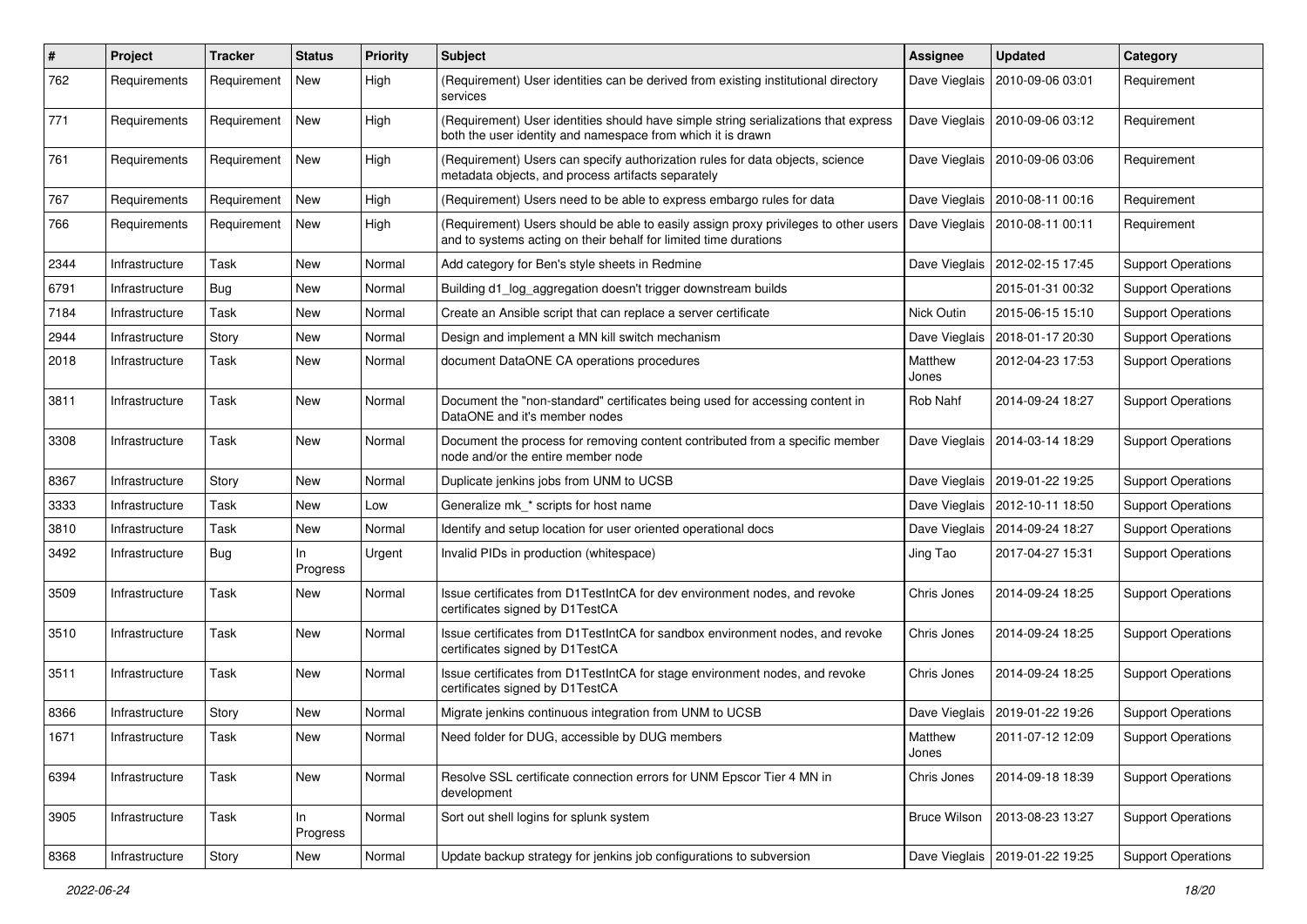| # | Project | Tracker | Status | Priority | Subject | Assignee | Updated | Category |
|---|---|---|---|---|---|---|---|---|
| 762 | Requirements | Requirement | New | High | (Requirement) User identities can be derived from existing institutional directory services | Dave Vieglais | 2010-09-06 03:01 | Requirement |
| 771 | Requirements | Requirement | New | High | (Requirement) User identities should have simple string serializations that express both the user identity and namespace from which it is drawn | Dave Vieglais | 2010-09-06 03:12 | Requirement |
| 761 | Requirements | Requirement | New | High | (Requirement) Users can specify authorization rules for data objects, science metadata objects, and process artifacts separately | Dave Vieglais | 2010-09-06 03:06 | Requirement |
| 767 | Requirements | Requirement | New | High | (Requirement) Users need to be able to express embargo rules for data | Dave Vieglais | 2010-08-11 00:16 | Requirement |
| 766 | Requirements | Requirement | New | High | (Requirement) Users should be able to easily assign proxy privileges to other users and to systems acting on their behalf for limited time durations | Dave Vieglais | 2010-08-11 00:11 | Requirement |
| 2344 | Infrastructure | Task | New | Normal | Add category for Ben's style sheets in Redmine | Dave Vieglais | 2012-02-15 17:45 | Support Operations |
| 6791 | Infrastructure | Bug | New | Normal | Building d1_log_aggregation doesn't trigger downstream builds | | 2015-01-31 00:32 | Support Operations |
| 7184 | Infrastructure | Task | New | Normal | Create an Ansible script that can replace a server certificate | Nick Outin | 2015-06-15 15:10 | Support Operations |
| 2944 | Infrastructure | Story | New | Normal | Design and implement a MN kill switch mechanism | Dave Vieglais | 2018-01-17 20:30 | Support Operations |
| 2018 | Infrastructure | Task | New | Normal | document DataONE CA operations procedures | Matthew Jones | 2012-04-23 17:53 | Support Operations |
| 3811 | Infrastructure | Task | New | Normal | Document the "non-standard" certificates being used for accessing content in DataONE and it's member nodes | Rob Nahf | 2014-09-24 18:27 | Support Operations |
| 3308 | Infrastructure | Task | New | Normal | Document the process for removing content contributed from a specific member node and/or the entire member node | Dave Vieglais | 2014-03-14 18:29 | Support Operations |
| 8367 | Infrastructure | Story | New | Normal | Duplicate jenkins jobs from UNM to UCSB | Dave Vieglais | 2019-01-22 19:25 | Support Operations |
| 3333 | Infrastructure | Task | New | Low | Generalize mk_* scripts for host name | Dave Vieglais | 2012-10-11 18:50 | Support Operations |
| 3810 | Infrastructure | Task | New | Normal | Identify and setup location for user oriented operational docs | Dave Vieglais | 2014-09-24 18:27 | Support Operations |
| 3492 | Infrastructure | Bug | In Progress | Urgent | Invalid PIDs in production (whitespace) | Jing Tao | 2017-04-27 15:31 | Support Operations |
| 3509 | Infrastructure | Task | New | Normal | Issue certificates from D1TestIntCA for dev environment nodes, and revoke certificates signed by D1TestCA | Chris Jones | 2014-09-24 18:25 | Support Operations |
| 3510 | Infrastructure | Task | New | Normal | Issue certificates from D1TestIntCA for sandbox environment nodes, and revoke certificates signed by D1TestCA | Chris Jones | 2014-09-24 18:25 | Support Operations |
| 3511 | Infrastructure | Task | New | Normal | Issue certificates from D1TestIntCA for stage environment nodes, and revoke certificates signed by D1TestCA | Chris Jones | 2014-09-24 18:25 | Support Operations |
| 8366 | Infrastructure | Story | New | Normal | Migrate jenkins continuous integration from UNM to UCSB | Dave Vieglais | 2019-01-22 19:26 | Support Operations |
| 1671 | Infrastructure | Task | New | Normal | Need folder for DUG, accessible by DUG members | Matthew Jones | 2011-07-12 12:09 | Support Operations |
| 6394 | Infrastructure | Task | New | Normal | Resolve SSL certificate connection errors for UNM Epscor Tier 4 MN in development | Chris Jones | 2014-09-18 18:39 | Support Operations |
| 3905 | Infrastructure | Task | In Progress | Normal | Sort out shell logins for splunk system | Bruce Wilson | 2013-08-23 13:27 | Support Operations |
| 8368 | Infrastructure | Story | New | Normal | Update backup strategy for jenkins job configurations to subversion | Dave Vieglais | 2019-01-22 19:25 | Support Operations |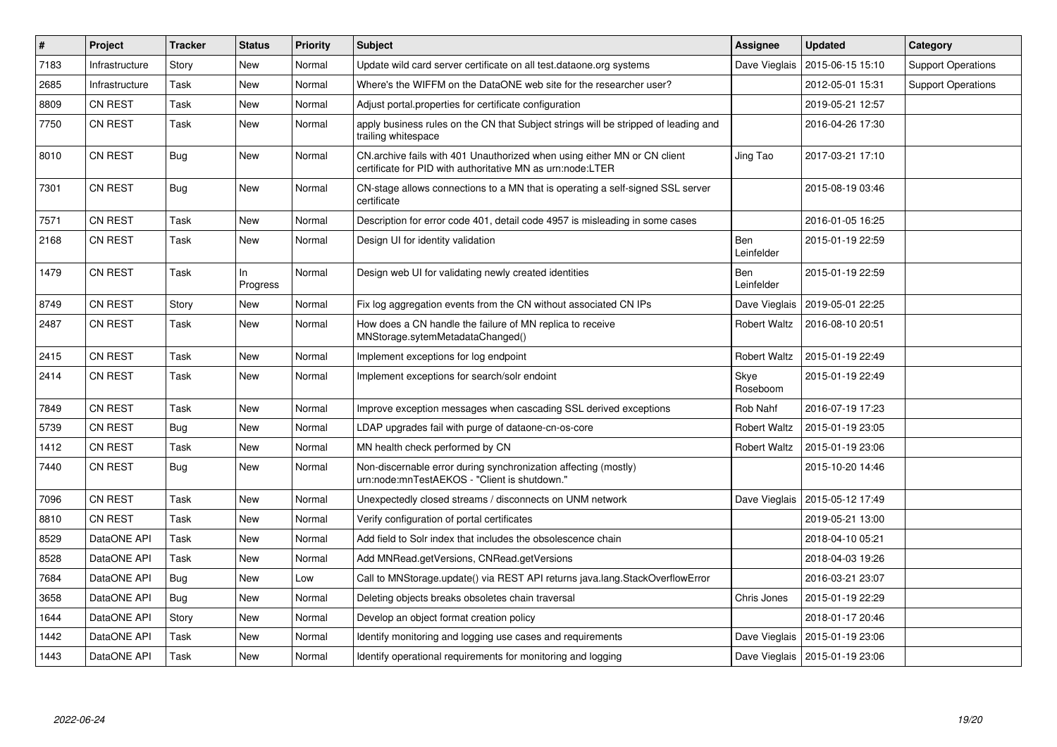| # | Project | Tracker | Status | Priority | Subject | Assignee | Updated | Category |
|---|---|---|---|---|---|---|---|---|
| 7183 | Infrastructure | Story | New | Normal | Update wild card server certificate on all test.dataone.org systems | Dave Vieglais | 2015-06-15 15:10 | Support Operations |
| 2685 | Infrastructure | Task | New | Normal | Where's the WIFFM on the DataONE web site for the researcher user? | | 2012-05-01 15:31 | Support Operations |
| 8809 | CN REST | Task | New | Normal | Adjust portal.properties for certificate configuration | | 2019-05-21 12:57 | |
| 7750 | CN REST | Task | New | Normal | apply business rules on the CN that Subject strings will be stripped of leading and trailing whitespace | | 2016-04-26 17:30 | |
| 8010 | CN REST | Bug | New | Normal | CN.archive fails with 401 Unauthorized when using either MN or CN client certificate for PID with authoritative MN as urn:node:LTER | Jing Tao | 2017-03-21 17:10 | |
| 7301 | CN REST | Bug | New | Normal | CN-stage allows connections to a MN that is operating a self-signed SSL server certificate | | 2015-08-19 03:46 | |
| 7571 | CN REST | Task | New | Normal | Description for error code 401, detail code 4957 is misleading in some cases | | 2016-01-05 16:25 | |
| 2168 | CN REST | Task | New | Normal | Design UI for identity validation | Ben Leinfelder | 2015-01-19 22:59 | |
| 1479 | CN REST | Task | In Progress | Normal | Design web UI for validating newly created identities | Ben Leinfelder | 2015-01-19 22:59 | |
| 8749 | CN REST | Story | New | Normal | Fix log aggregation events from the CN without associated CN IPs | Dave Vieglais | 2019-05-01 22:25 | |
| 2487 | CN REST | Task | New | Normal | How does a CN handle the failure of MN replica to receive MNStorage.sytemMetadataChanged() | Robert Waltz | 2016-08-10 20:51 | |
| 2415 | CN REST | Task | New | Normal | Implement exceptions for log endpoint | Robert Waltz | 2015-01-19 22:49 | |
| 2414 | CN REST | Task | New | Normal | Implement exceptions for search/solr endoint | Skye Roseboom | 2015-01-19 22:49 | |
| 7849 | CN REST | Task | New | Normal | Improve exception messages when cascading SSL derived exceptions | Rob Nahf | 2016-07-19 17:23 | |
| 5739 | CN REST | Bug | New | Normal | LDAP upgrades fail with purge of dataone-cn-os-core | Robert Waltz | 2015-01-19 23:05 | |
| 1412 | CN REST | Task | New | Normal | MN health check performed by CN | Robert Waltz | 2015-01-19 23:06 | |
| 7440 | CN REST | Bug | New | Normal | Non-discernable error during synchronization affecting (mostly) urn:node:mnTestAEKOS - "Client is shutdown." | | 2015-10-20 14:46 | |
| 7096 | CN REST | Task | New | Normal | Unexpectedly closed streams / disconnects on UNM network | Dave Vieglais | 2015-05-12 17:49 | |
| 8810 | CN REST | Task | New | Normal | Verify configuration of portal certificates | | 2019-05-21 13:00 | |
| 8529 | DataONE API | Task | New | Normal | Add field to Solr index that includes the obsolescence chain | | 2018-04-10 05:21 | |
| 8528 | DataONE API | Task | New | Normal | Add MNRead.getVersions, CNRead.getVersions | | 2018-04-03 19:26 | |
| 7684 | DataONE API | Bug | New | Low | Call to MNStorage.update() via REST API returns java.lang.StackOverflowError | | 2016-03-21 23:07 | |
| 3658 | DataONE API | Bug | New | Normal | Deleting objects breaks obsoletes chain traversal | Chris Jones | 2015-01-19 22:29 | |
| 1644 | DataONE API | Story | New | Normal | Develop an object format creation policy | | 2018-01-17 20:46 | |
| 1442 | DataONE API | Task | New | Normal | Identify monitoring and logging use cases and requirements | Dave Vieglais | 2015-01-19 23:06 | |
| 1443 | DataONE API | Task | New | Normal | Identify operational requirements for monitoring and logging | Dave Vieglais | 2015-01-19 23:06 | |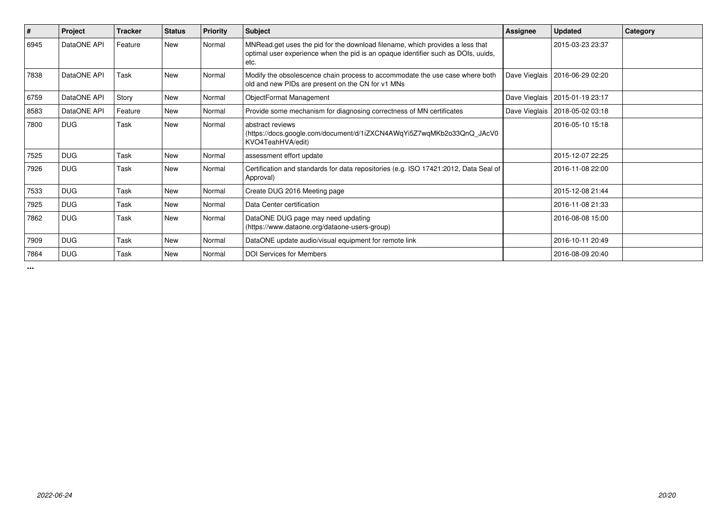| # | Project | Tracker | Status | Priority | Subject | Assignee | Updated | Category |
|---|---|---|---|---|---|---|---|---|
| 6945 | DataONE API | Feature | New | Normal | MNRead.get uses the pid for the download filename, which provides a less that optimal user experience when the pid is an opaque identifier such as DOIs, uuids, etc. | | 2015-03-23 23:37 | |
| 7838 | DataONE API | Task | New | Normal | Modify the obsolescence chain process to accommodate the use case where both old and new PIDs are present on the CN for v1 MNs | Dave Vieglais | 2016-06-29 02:20 | |
| 6759 | DataONE API | Story | New | Normal | ObjectFormat Management | Dave Vieglais | 2015-01-19 23:17 | |
| 8583 | DataONE API | Feature | New | Normal | Provide some mechanism for diagnosing correctness of MN certificates | Dave Vieglais | 2018-05-02 03:18 | |
| 7800 | DUG | Task | New | Normal | abstract reviews (https://docs.google.com/document/d/1iZXCN4AWqYi5Z7wqMKb2o33QnQ_JAcV0KVO4TeahHVA/edit) | | 2016-05-10 15:18 | |
| 7525 | DUG | Task | New | Normal | assessment effort update | | 2015-12-07 22:25 | |
| 7926 | DUG | Task | New | Normal | Certification and standards for data repositories (e.g. ISO 17421:2012, Data Seal of Approval) | | 2016-11-08 22:00 | |
| 7533 | DUG | Task | New | Normal | Create DUG 2016 Meeting page | | 2015-12-08 21:44 | |
| 7925 | DUG | Task | New | Normal | Data Center certification | | 2016-11-08 21:33 | |
| 7862 | DUG | Task | New | Normal | DataONE DUG page may need updating (https://www.dataone.org/dataone-users-group) | | 2016-08-08 15:00 | |
| 7909 | DUG | Task | New | Normal | DataONE update audio/visual equipment for remote link | | 2016-10-11 20:49 | |
| 7864 | DUG | Task | New | Normal | DOI Services for Members | | 2016-08-09 20:40 | |

...